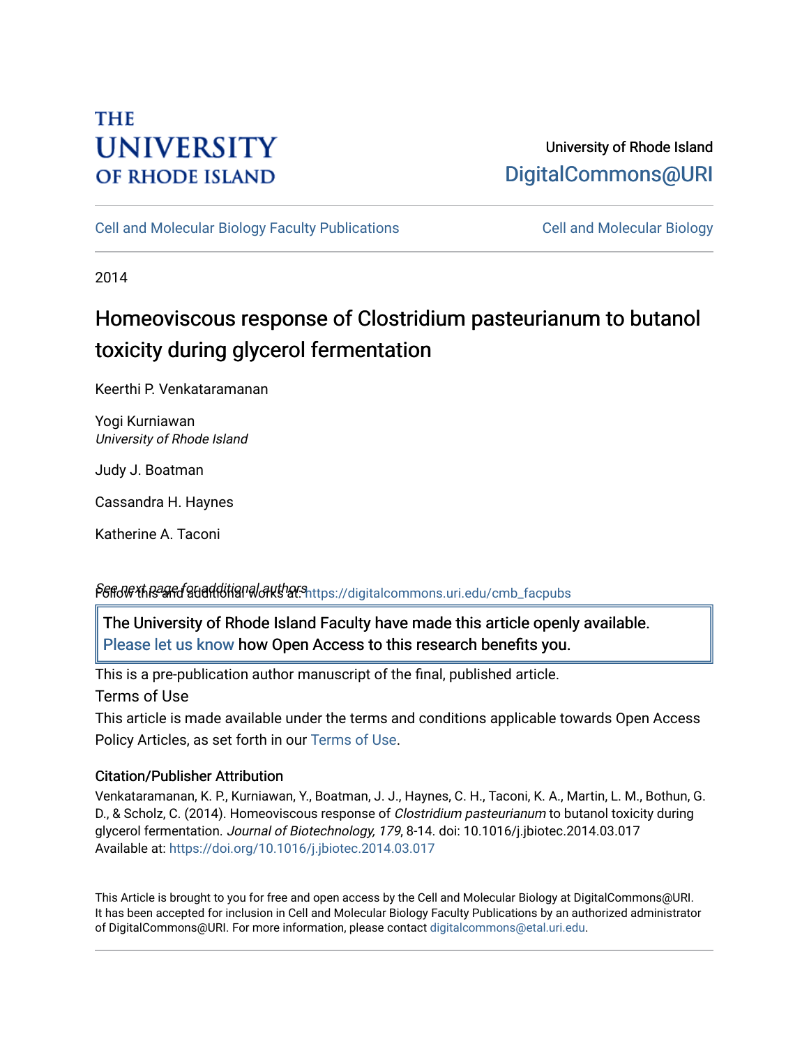THE UNIVERSITY OF RHODE ISLAND

University of Rhode Island
DigitalCommons@URI

Cell and Molecular Biology Faculty Publications | Cell and Molecular Biology

2014

# Homeoviscous response of Clostridium pasteurianum to butanol toxicity during glycerol fermentation

Keerthi P. Venkataramanan

Yogi Kurniawan
*University of Rhode Island*

Judy J. Boatman

Cassandra H. Haynes

Katherine A. Taconi

See next page for additional authors

Follow this and additional works at: https://digitalcommons.uri.edu/cmb_facpubs

The University of Rhode Island Faculty have made this article openly available. Please let us know how Open Access to this research benefits you.

This is a pre-publication author manuscript of the final, published article.

Terms of Use

This article is made available under the terms and conditions applicable towards Open Access Policy Articles, as set forth in our Terms of Use.

### Citation/Publisher Attribution

Venkataramanan, K. P., Kurniawan, Y., Boatman, J. J., Haynes, C. H., Taconi, K. A., Martin, L. M., Bothun, G. D., & Scholz, C. (2014). Homeoviscous response of *Clostridium pasteurianum* to butanol toxicity during glycerol fermentation. *Journal of Biotechnology, 179*, 8-14. doi: 10.1016/j.jbiotec.2014.03.017
Available at: https://doi.org/10.1016/j.jbiotec.2014.03.017

This Article is brought to you for free and open access by the Cell and Molecular Biology at DigitalCommons@URI. It has been accepted for inclusion in Cell and Molecular Biology Faculty Publications by an authorized administrator of DigitalCommons@URI. For more information, please contact digitalcommons@etal.uri.edu.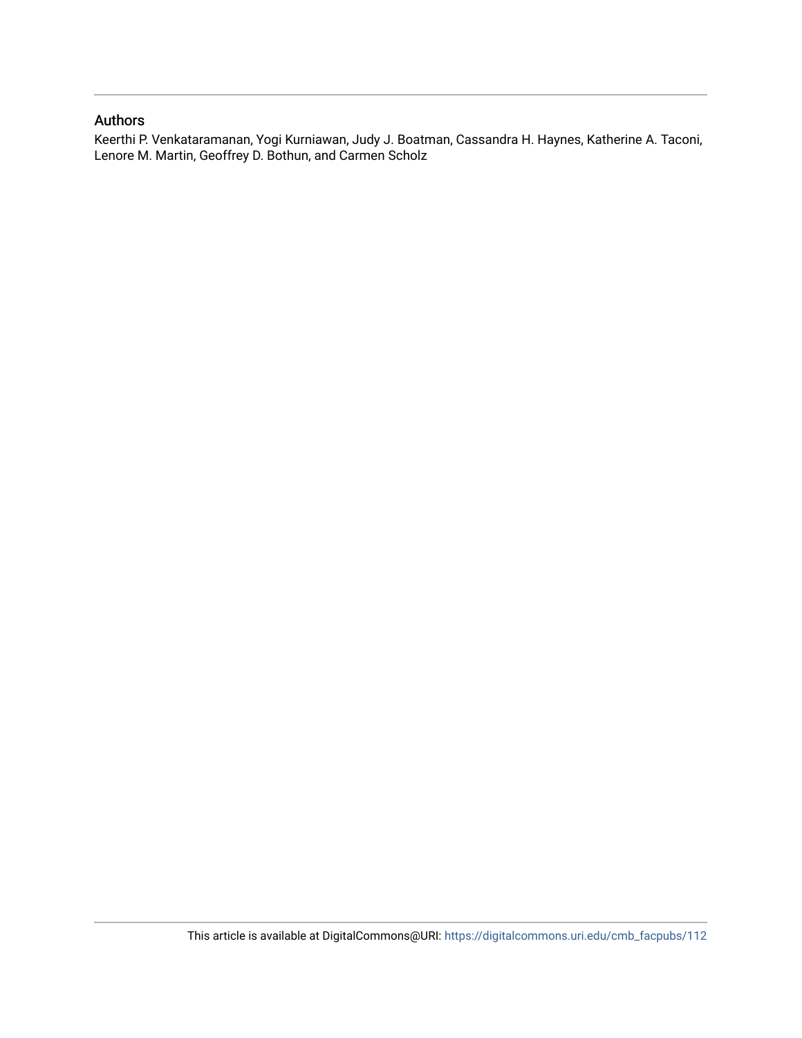## Authors

Keerthi P. Venkataramanan, Yogi Kurniawan, Judy J. Boatman, Cassandra H. Haynes, Katherine A. Taconi, Lenore M. Martin, Geoffrey D. Bothun, and Carmen Scholz

This article is available at DigitalCommons@URI: https://digitalcommons.uri.edu/cmb_facpubs/112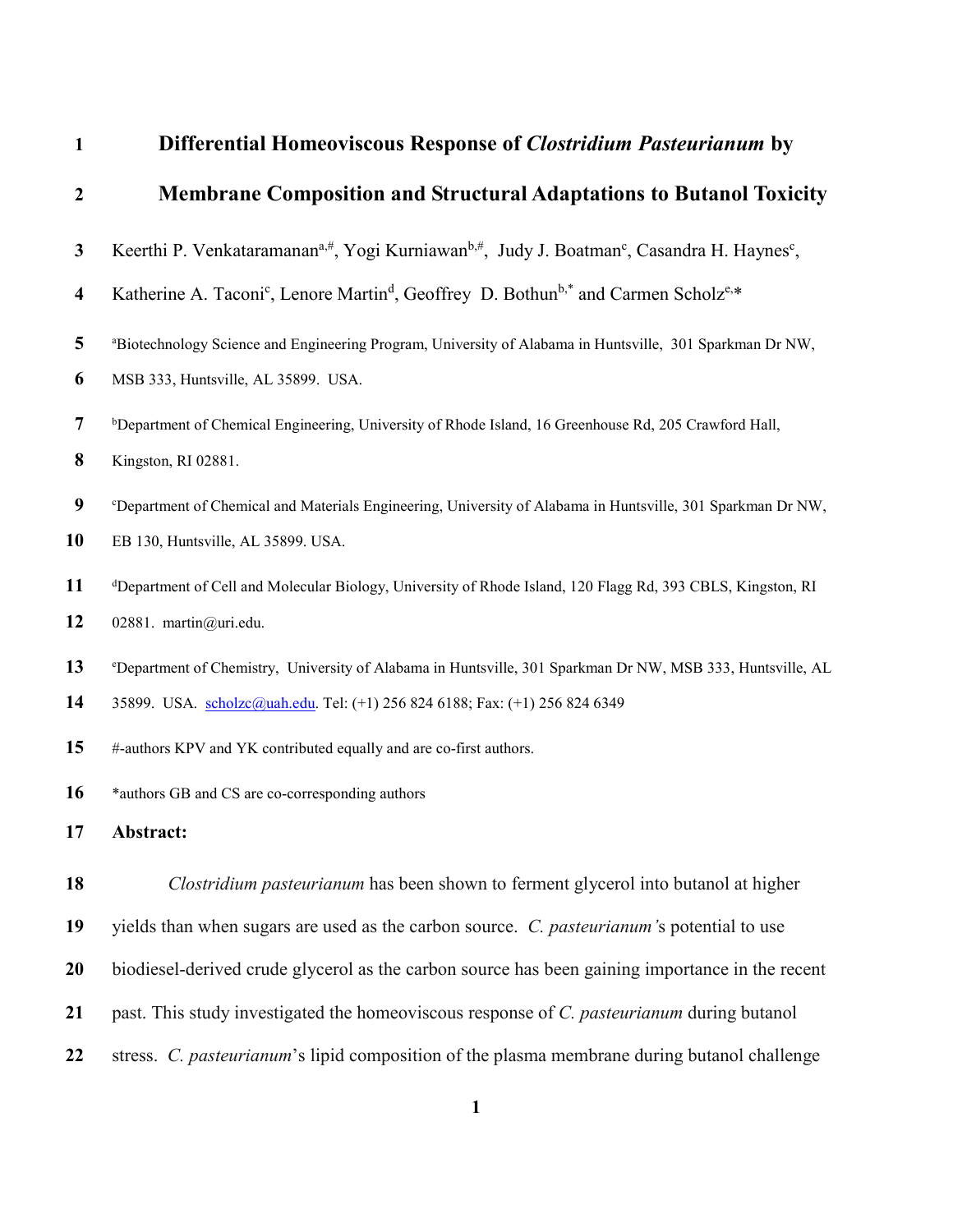# Differential Homeoviscous Response of *Clostridium Pasteurianum* by Membrane Composition and Structural Adaptations to Butanol Toxicity

Keerthi P. Venkataramanan[a,#], Yogi Kurniawan[b,#], Judy J. Boatman[c], Casandra H. Haynes[c], Katherine A. Taconi[c], Lenore Martin[d], Geoffrey D. Bothun[b,*] and Carmen Scholz[e,*]

[a]Biotechnology Science and Engineering Program, University of Alabama in Huntsville, 301 Sparkman Dr NW, MSB 333, Huntsville, AL 35899. USA.

[b]Department of Chemical Engineering, University of Rhode Island, 16 Greenhouse Rd, 205 Crawford Hall, Kingston, RI 02881.

[c]Department of Chemical and Materials Engineering, University of Alabama in Huntsville, 301 Sparkman Dr NW, EB 130, Huntsville, AL 35899. USA.

[d]Department of Cell and Molecular Biology, University of Rhode Island, 120 Flagg Rd, 393 CBLS, Kingston, RI 02881. martin@uri.edu.

[e]Department of Chemistry, University of Alabama in Huntsville, 301 Sparkman Dr NW, MSB 333, Huntsville, AL 35899. USA. scholzc@uah.edu. Tel: (+1) 256 824 6188; Fax: (+1) 256 824 6349

#-authors KPV and YK contributed equally and are co-first authors.

*authors GB and CS are co-corresponding authors

**Abstract:**

*Clostridium pasteurianum* has been shown to ferment glycerol into butanol at higher yields than when sugars are used as the carbon source. *C. pasteurianum'*s potential to use biodiesel-derived crude glycerol as the carbon source has been gaining importance in the recent past. This study investigated the homeoviscous response of *C. pasteurianum* during butanol stress. *C. pasteurianum*'s lipid composition of the plasma membrane during butanol challenge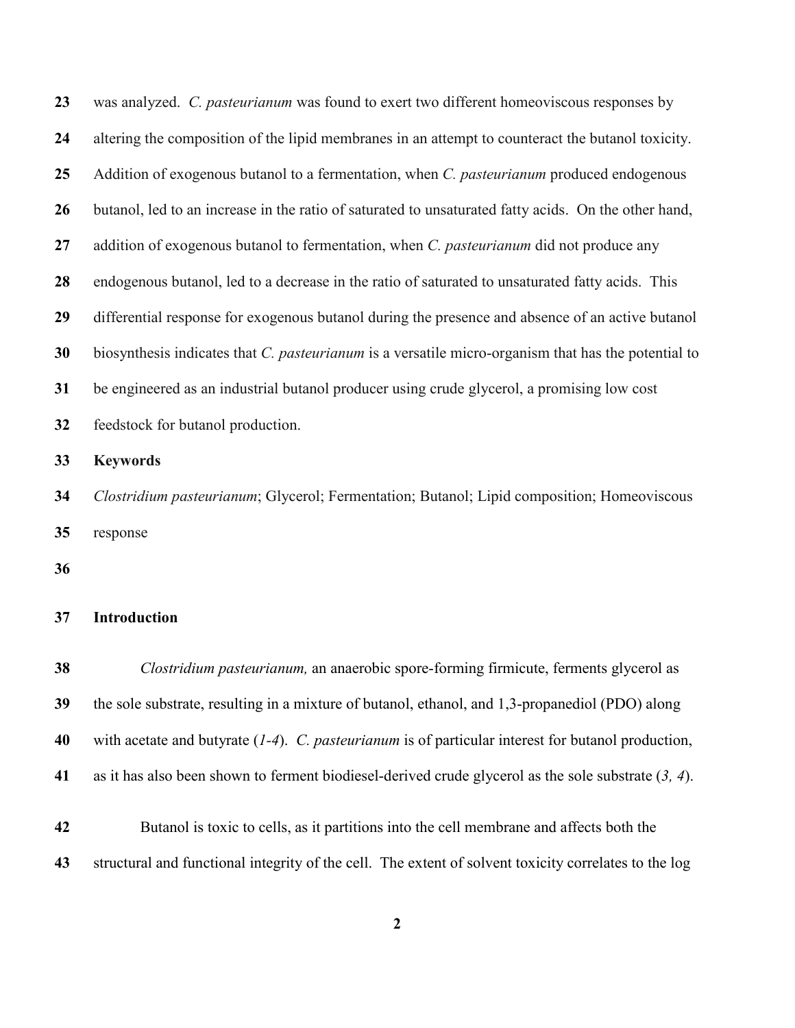was analyzed. *C. pasteurianum* was found to exert two different homeoviscous responses by altering the composition of the lipid membranes in an attempt to counteract the butanol toxicity. Addition of exogenous butanol to a fermentation, when *C. pasteurianum* produced endogenous butanol, led to an increase in the ratio of saturated to unsaturated fatty acids. On the other hand, addition of exogenous butanol to fermentation, when *C. pasteurianum* did not produce any endogenous butanol, led to a decrease in the ratio of saturated to unsaturated fatty acids. This differential response for exogenous butanol during the presence and absence of an active butanol biosynthesis indicates that *C. pasteurianum* is a versatile micro-organism that has the potential to be engineered as an industrial butanol producer using crude glycerol, a promising low cost feedstock for butanol production.

**Keywords**

*Clostridium pasteurianum*; Glycerol; Fermentation; Butanol; Lipid composition; Homeoviscous response

## Introduction

*Clostridium pasteurianum,* an anaerobic spore-forming firmicute, ferments glycerol as the sole substrate, resulting in a mixture of butanol, ethanol, and 1,3-propanediol (PDO) along with acetate and butyrate (*1-4*). *C. pasteurianum* is of particular interest for butanol production, as it has also been shown to ferment biodiesel-derived crude glycerol as the sole substrate (*3, 4*).

Butanol is toxic to cells, as it partitions into the cell membrane and affects both the structural and functional integrity of the cell. The extent of solvent toxicity correlates to the log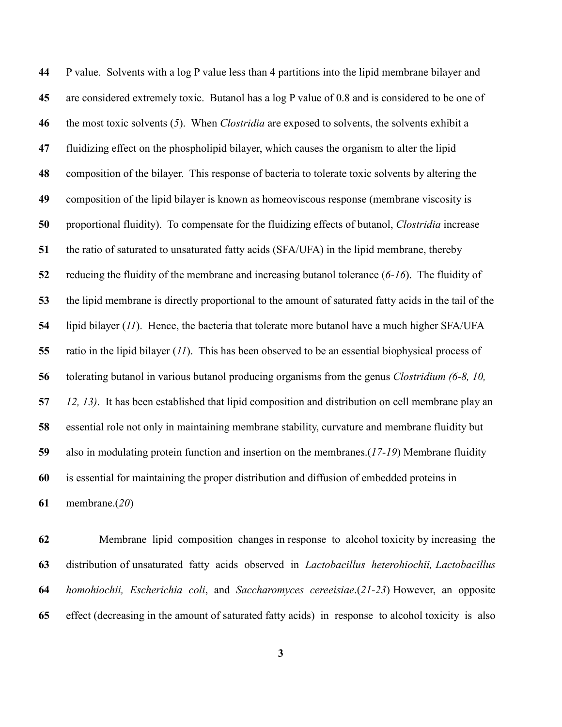P value. Solvents with a log P value less than 4 partitions into the lipid membrane bilayer and are considered extremely toxic. Butanol has a log P value of 0.8 and is considered to be one of the most toxic solvents (*5*). When *Clostridia* are exposed to solvents, the solvents exhibit a fluidizing effect on the phospholipid bilayer, which causes the organism to alter the lipid composition of the bilayer. This response of bacteria to tolerate toxic solvents by altering the composition of the lipid bilayer is known as homeoviscous response (membrane viscosity is proportional fluidity). To compensate for the fluidizing effects of butanol, *Clostridia* increase the ratio of saturated to unsaturated fatty acids (SFA/UFA) in the lipid membrane, thereby reducing the fluidity of the membrane and increasing butanol tolerance (*6-16*). The fluidity of the lipid membrane is directly proportional to the amount of saturated fatty acids in the tail of the lipid bilayer (*11*). Hence, the bacteria that tolerate more butanol have a much higher SFA/UFA ratio in the lipid bilayer (*11*). This has been observed to be an essential biophysical process of tolerating butanol in various butanol producing organisms from the genus *Clostridium (6-8, 10, 12, 13)*. It has been established that lipid composition and distribution on cell membrane play an essential role not only in maintaining membrane stability, curvature and membrane fluidity but also in modulating protein function and insertion on the membranes.(*17-19*) Membrane fluidity is essential for maintaining the proper distribution and diffusion of embedded proteins in membrane.(*20*)

Membrane lipid composition changes in response to alcohol toxicity by increasing the distribution of unsaturated fatty acids observed in *Lactobacillus heterohiochii, Lactobacillus homohiochii, Escherichia coli*, and *Saccharomyces cereeisiae*.(*21-23*) However, an opposite effect (decreasing in the amount of saturated fatty acids) in response to alcohol toxicity is also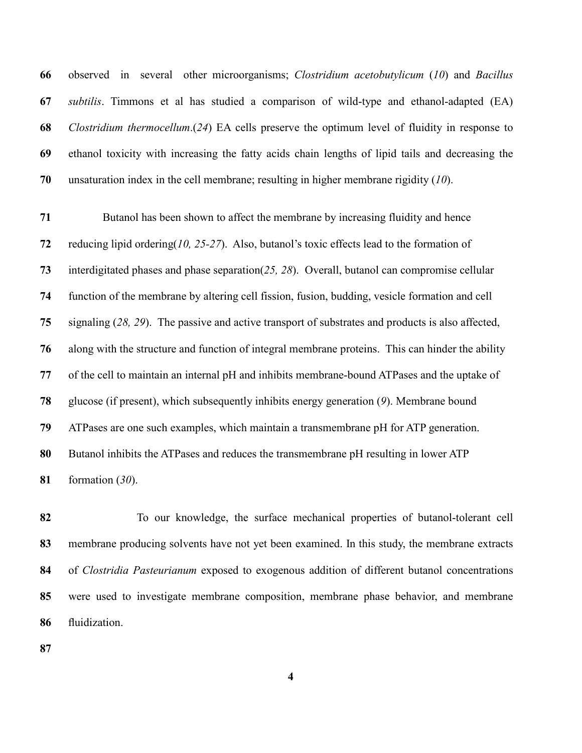observed in several other microorganisms; *Clostridium acetobutylicum* (*10*) and *Bacillus subtilis*. Timmons et al has studied a comparison of wild-type and ethanol-adapted (EA) *Clostridium thermocellum*.(*24*) EA cells preserve the optimum level of fluidity in response to ethanol toxicity with increasing the fatty acids chain lengths of lipid tails and decreasing the unsaturation index in the cell membrane; resulting in higher membrane rigidity (*10*).

Butanol has been shown to affect the membrane by increasing fluidity and hence reducing lipid ordering(*10, 25-27*). Also, butanol's toxic effects lead to the formation of interdigitated phases and phase separation(*25, 28*). Overall, butanol can compromise cellular function of the membrane by altering cell fission, fusion, budding, vesicle formation and cell signaling (*28, 29*). The passive and active transport of substrates and products is also affected, along with the structure and function of integral membrane proteins. This can hinder the ability of the cell to maintain an internal pH and inhibits membrane-bound ATPases and the uptake of glucose (if present), which subsequently inhibits energy generation (*9*). Membrane bound ATPases are one such examples, which maintain a transmembrane pH for ATP generation. Butanol inhibits the ATPases and reduces the transmembrane pH resulting in lower ATP formation (*30*).

To our knowledge, the surface mechanical properties of butanol-tolerant cell membrane producing solvents have not yet been examined. In this study, the membrane extracts of *Clostridia Pasteurianum* exposed to exogenous addition of different butanol concentrations were used to investigate membrane composition, membrane phase behavior, and membrane fluidization.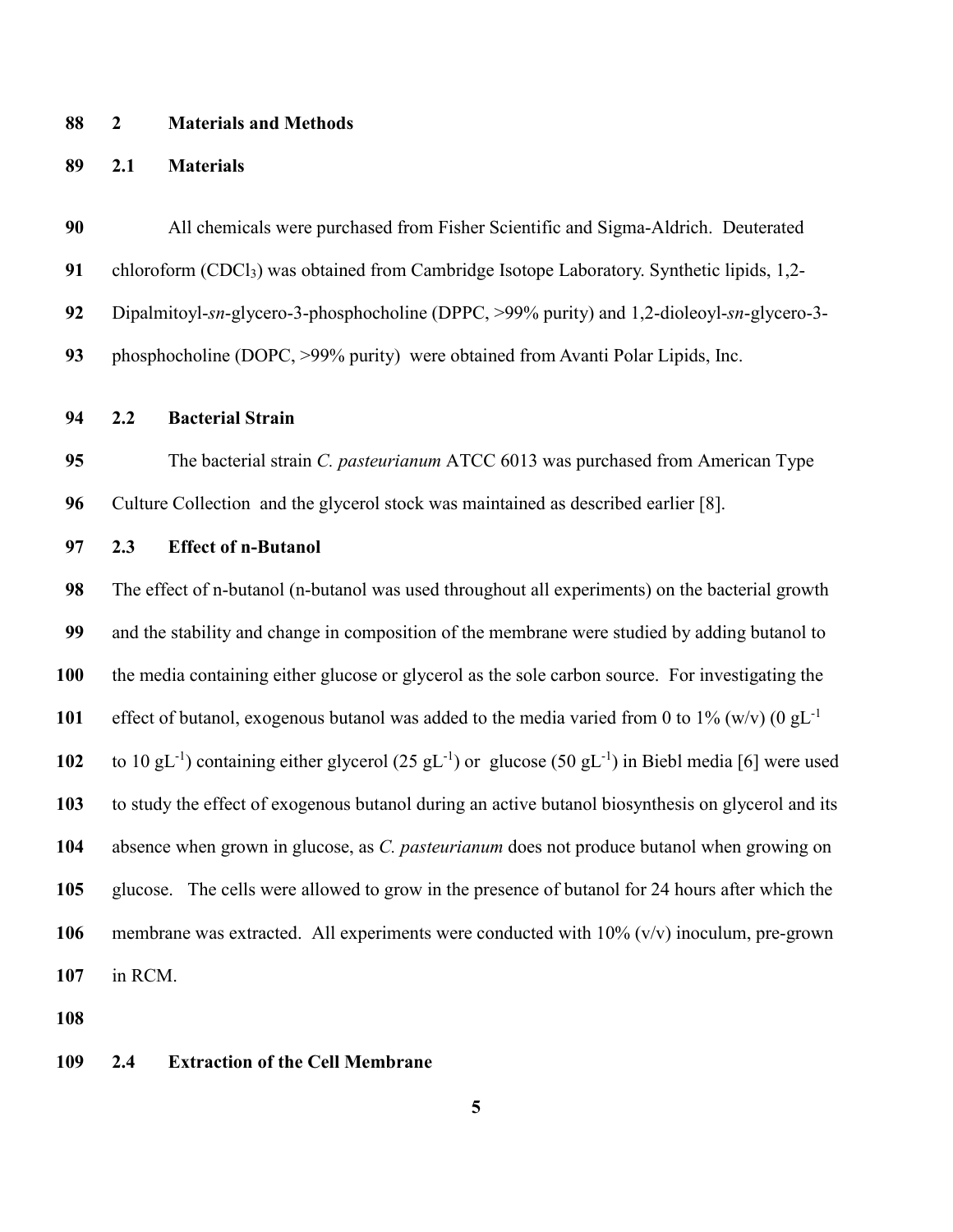## 2 Materials and Methods

### 2.1 Materials

All chemicals were purchased from Fisher Scientific and Sigma-Aldrich. Deuterated chloroform ($CDCl_3$) was obtained from Cambridge Isotope Laboratory. Synthetic lipids, 1,2-Dipalmitoyl-*sn*-glycero-3-phosphocholine (DPPC, >99% purity) and 1,2-dioleoyl-*sn*-glycero-3-phosphocholine (DOPC, >99% purity) were obtained from Avanti Polar Lipids, Inc.

### 2.2 Bacterial Strain

The bacterial strain *C. pasteurianum* ATCC 6013 was purchased from American Type Culture Collection and the glycerol stock was maintained as described earlier [8].

### 2.3 Effect of n-Butanol

The effect of n-butanol (n-butanol was used throughout all experiments) on the bacterial growth and the stability and change in composition of the membrane were studied by adding butanol to the media containing either glucose or glycerol as the sole carbon source. For investigating the effect of butanol, exogenous butanol was added to the media varied from 0 to 1% (w/v) (0 $gL^{-1}$ to 10 $gL^{-1}$) containing either glycerol (25 $gL^{-1}$) or glucose (50 $gL^{-1}$) in Biebl media [6] were used to study the effect of exogenous butanol during an active butanol biosynthesis on glycerol and its absence when grown in glucose, as *C. pasteurianum* does not produce butanol when growing on glucose. The cells were allowed to grow in the presence of butanol for 24 hours after which the membrane was extracted. All experiments were conducted with 10% (v/v) inoculum, pre-grown in RCM.

### 2.4 Extraction of the Cell Membrane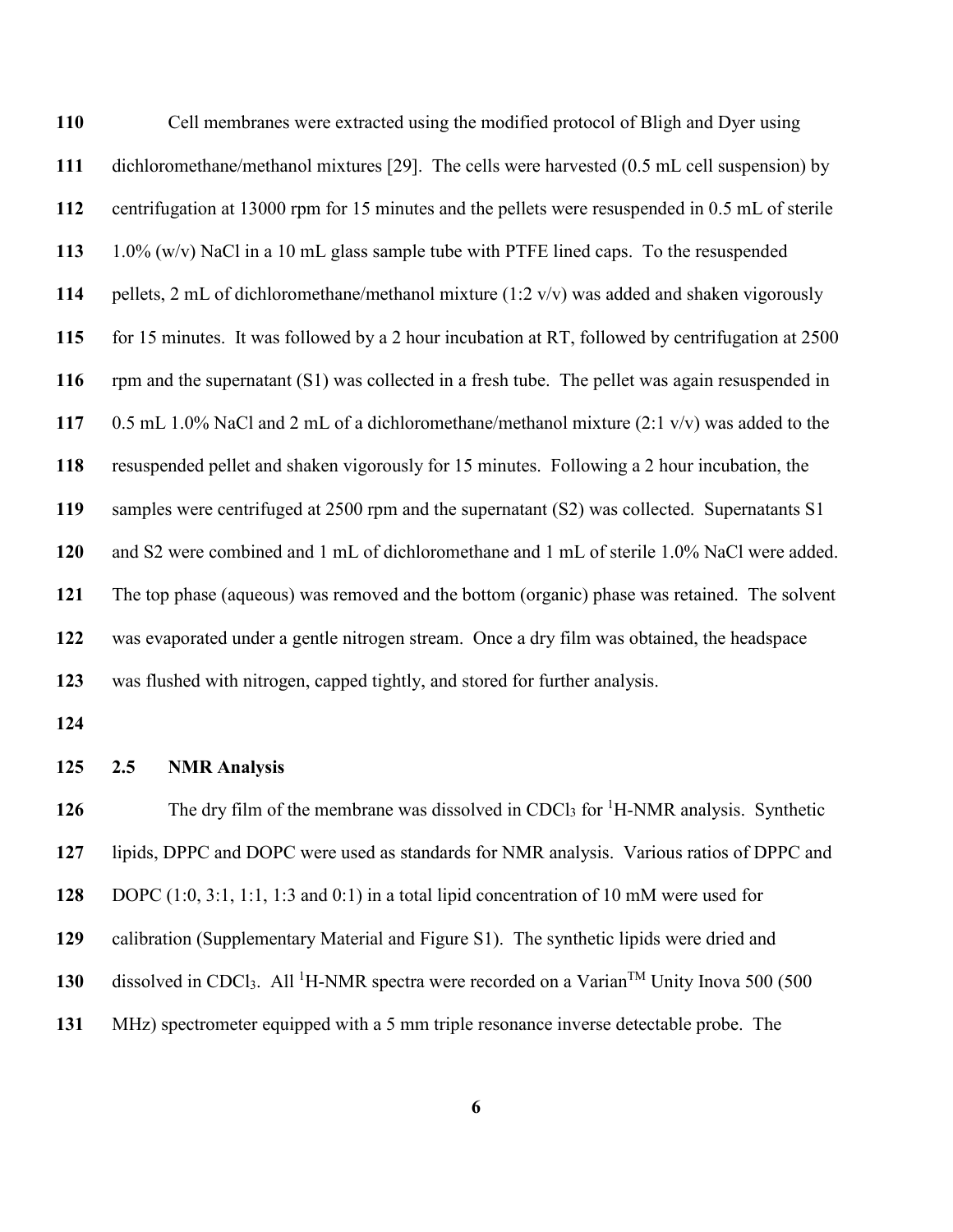Cell membranes were extracted using the modified protocol of Bligh and Dyer using dichloromethane/methanol mixtures [29]. The cells were harvested (0.5 mL cell suspension) by centrifugation at 13000 rpm for 15 minutes and the pellets were resuspended in 0.5 mL of sterile 1.0% (w/v) NaCl in a 10 mL glass sample tube with PTFE lined caps. To the resuspended pellets, 2 mL of dichloromethane/methanol mixture (1:2 v/v) was added and shaken vigorously for 15 minutes. It was followed by a 2 hour incubation at RT, followed by centrifugation at 2500 rpm and the supernatant (S1) was collected in a fresh tube. The pellet was again resuspended in 0.5 mL 1.0% NaCl and 2 mL of a dichloromethane/methanol mixture (2:1 v/v) was added to the resuspended pellet and shaken vigorously for 15 minutes. Following a 2 hour incubation, the samples were centrifuged at 2500 rpm and the supernatant (S2) was collected. Supernatants S1 and S2 were combined and 1 mL of dichloromethane and 1 mL of sterile 1.0% NaCl were added. The top phase (aqueous) was removed and the bottom (organic) phase was retained. The solvent was evaporated under a gentle nitrogen stream. Once a dry film was obtained, the headspace was flushed with nitrogen, capped tightly, and stored for further analysis.

## 2.5 NMR Analysis

The dry film of the membrane was dissolved in $CDCl_3$ for $^1$H-NMR analysis. Synthetic lipids, DPPC and DOPC were used as standards for NMR analysis. Various ratios of DPPC and DOPC (1:0, 3:1, 1:1, 1:3 and 0:1) in a total lipid concentration of 10 mM were used for calibration (Supplementary Material and Figure S1). The synthetic lipids were dried and dissolved in $CDCl_3$. All $^1$H-NMR spectra were recorded on a Varian™ Unity Inova 500 (500 MHz) spectrometer equipped with a 5 mm triple resonance inverse detectable probe. The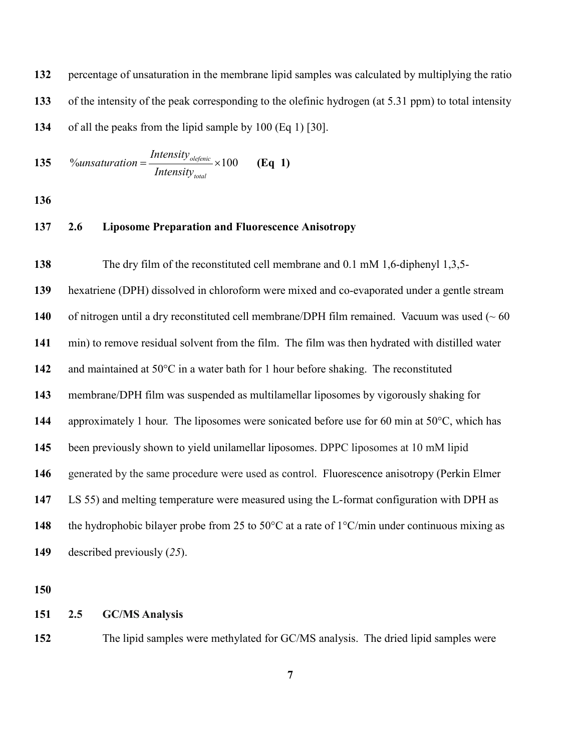percentage of unsaturation in the membrane lipid samples was calculated by multiplying the ratio of the intensity of the peak corresponding to the olefinic hydrogen (at 5.31 ppm) to total intensity of all the peaks from the lipid sample by 100 (Eq 1) [30].

$$\%unsaturation = \frac{Intensity_{olefenic}}{Intensity_{total}} \times 100 \qquad \textbf{(Eq 1)}$$

## 2.6 Liposome Preparation and Fluorescence Anisotropy

The dry film of the reconstituted cell membrane and 0.1 mM 1,6-diphenyl 1,3,5-hexatriene (DPH) dissolved in chloroform were mixed and co-evaporated under a gentle stream of nitrogen until a dry reconstituted cell membrane/DPH film remained. Vacuum was used (~ 60 min) to remove residual solvent from the film. The film was then hydrated with distilled water and maintained at 50°C in a water bath for 1 hour before shaking. The reconstituted membrane/DPH film was suspended as multilamellar liposomes by vigorously shaking for approximately 1 hour. The liposomes were sonicated before use for 60 min at 50°C, which has been previously shown to yield unilamellar liposomes. DPPC liposomes at 10 mM lipid generated by the same procedure were used as control. Fluorescence anisotropy (Perkin Elmer LS 55) and melting temperature were measured using the L-format configuration with DPH as the hydrophobic bilayer probe from 25 to 50°C at a rate of 1°C/min under continuous mixing as described previously (*25*).

## 2.5 GC/MS Analysis

The lipid samples were methylated for GC/MS analysis. The dried lipid samples were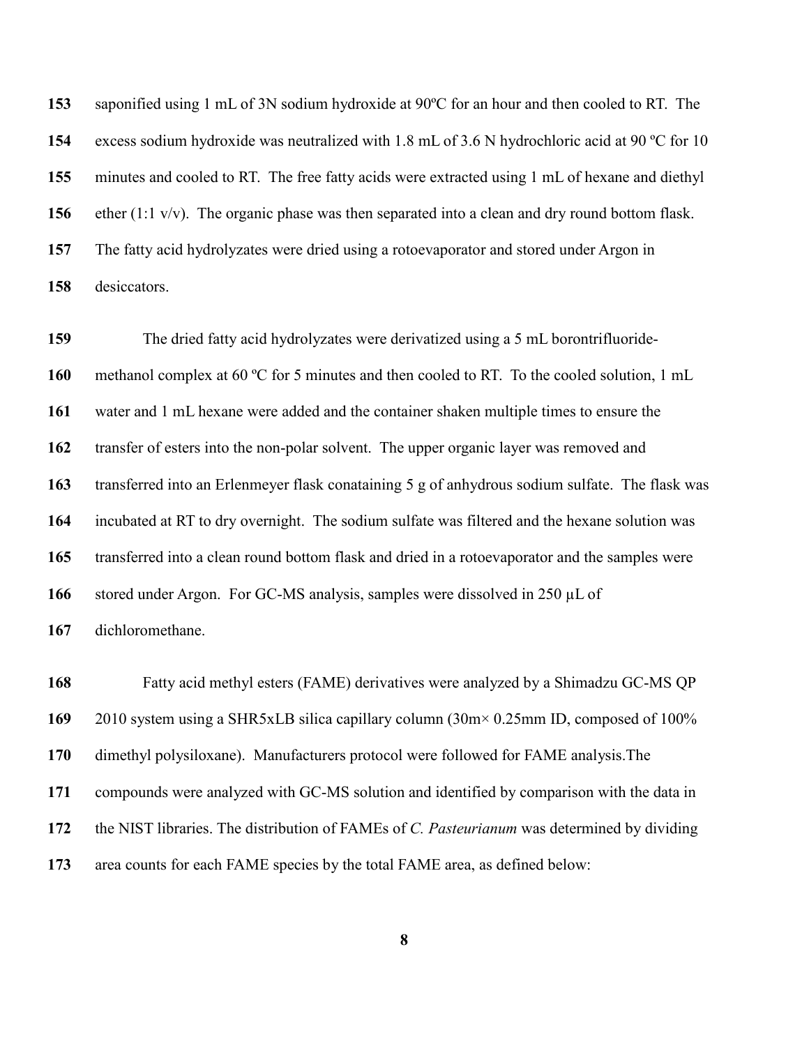saponified using 1 mL of 3N sodium hydroxide at 90ºC for an hour and then cooled to RT. The excess sodium hydroxide was neutralized with 1.8 mL of 3.6 N hydrochloric acid at 90 ºC for 10 minutes and cooled to RT. The free fatty acids were extracted using 1 mL of hexane and diethyl ether (1:1 v/v). The organic phase was then separated into a clean and dry round bottom flask. The fatty acid hydrolyzates were dried using a rotoevaporator and stored under Argon in desiccators.

The dried fatty acid hydrolyzates were derivatized using a 5 mL borontrifluoride-methanol complex at 60 ºC for 5 minutes and then cooled to RT. To the cooled solution, 1 mL water and 1 mL hexane were added and the container shaken multiple times to ensure the transfer of esters into the non-polar solvent. The upper organic layer was removed and transferred into an Erlenmeyer flask conataining 5 g of anhydrous sodium sulfate. The flask was incubated at RT to dry overnight. The sodium sulfate was filtered and the hexane solution was transferred into a clean round bottom flask and dried in a rotoevaporator and the samples were stored under Argon. For GC-MS analysis, samples were dissolved in 250 μL of dichloromethane.

Fatty acid methyl esters (FAME) derivatives were analyzed by a Shimadzu GC-MS QP 2010 system using a SHR5xLB silica capillary column (30m× 0.25mm ID, composed of 100% dimethyl polysiloxane). Manufacturers protocol were followed for FAME analysis.The compounds were analyzed with GC-MS solution and identified by comparison with the data in the NIST libraries. The distribution of FAMEs of *C. Pasteurianum* was determined by dividing area counts for each FAME species by the total FAME area, as defined below: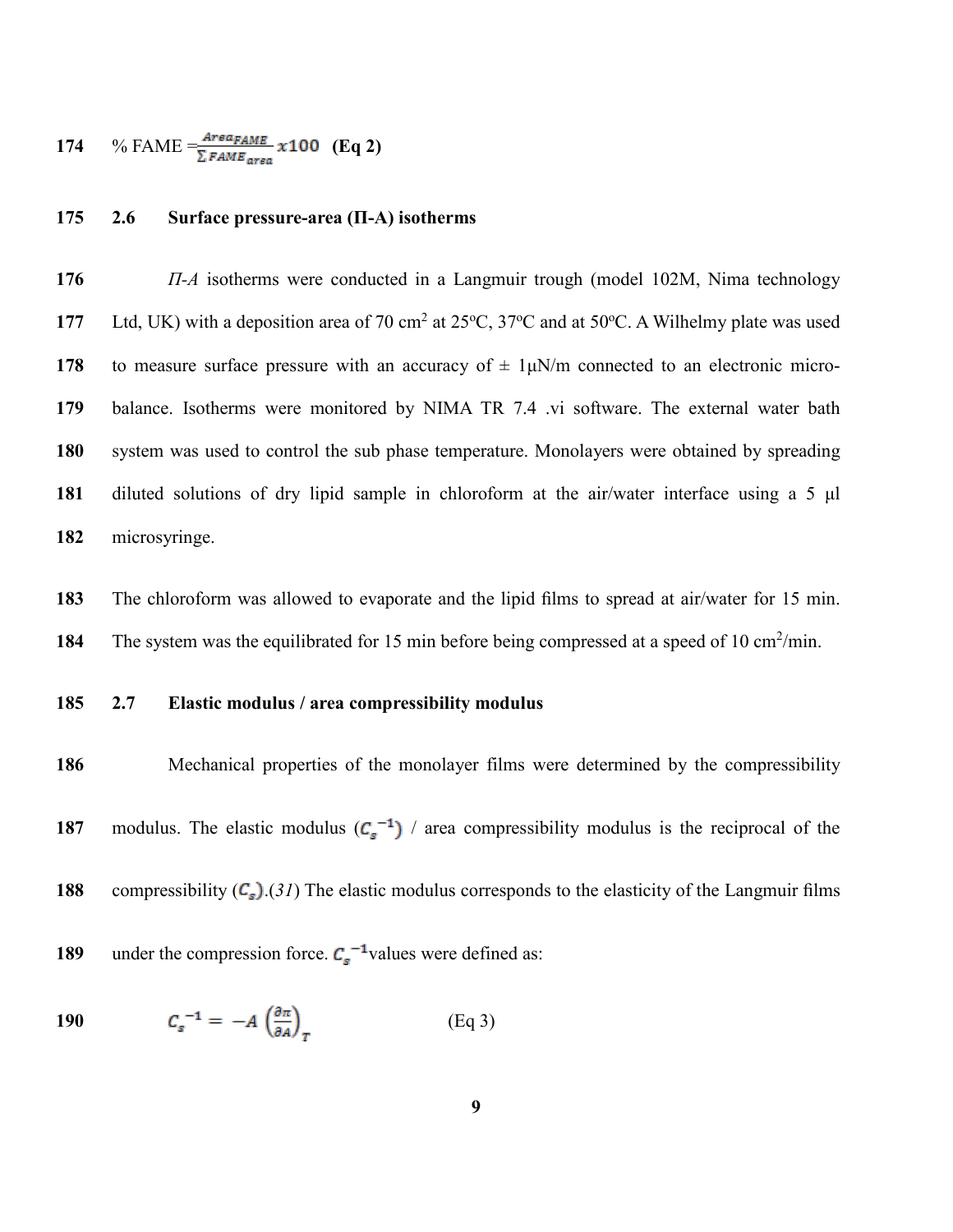$$\% \text{ FAME} = \frac{Area_{FAME}}{\sum FAME_{area}} x100 \quad \textbf{(Eq 2)}$$

### 2.6 Surface pressure-area (Π-A) isotherms

*Π-A* isotherms were conducted in a Langmuir trough (model 102M, Nima technology Ltd, UK) with a deposition area of 70 cm$^2$ at 25ºC, 37ºC and at 50ºC. A Wilhelmy plate was used to measure surface pressure with an accuracy of ± 1µN/m connected to an electronic micro-balance. Isotherms were monitored by NIMA TR 7.4 .vi software. The external water bath system was used to control the sub phase temperature. Monolayers were obtained by spreading diluted solutions of dry lipid sample in chloroform at the air/water interface using a 5 µl microsyringe.

The chloroform was allowed to evaporate and the lipid films to spread at air/water for 15 min. The system was the equilibrated for 15 min before being compressed at a speed of 10 cm$^2$/min.

### 2.7 Elastic modulus / area compressibility modulus

Mechanical properties of the monolayer films were determined by the compressibility modulus. The elastic modulus ($C_s^{-1}$) / area compressibility modulus is the reciprocal of the compressibility ($C_s$).(*31*) The elastic modulus corresponds to the elasticity of the Langmuir films under the compression force. $C_s^{-1}$values were defined as:

$$C_s^{-1} = -A\left(\frac{\partial \pi}{\partial A}\right)_T \qquad \text{(Eq 3)}$$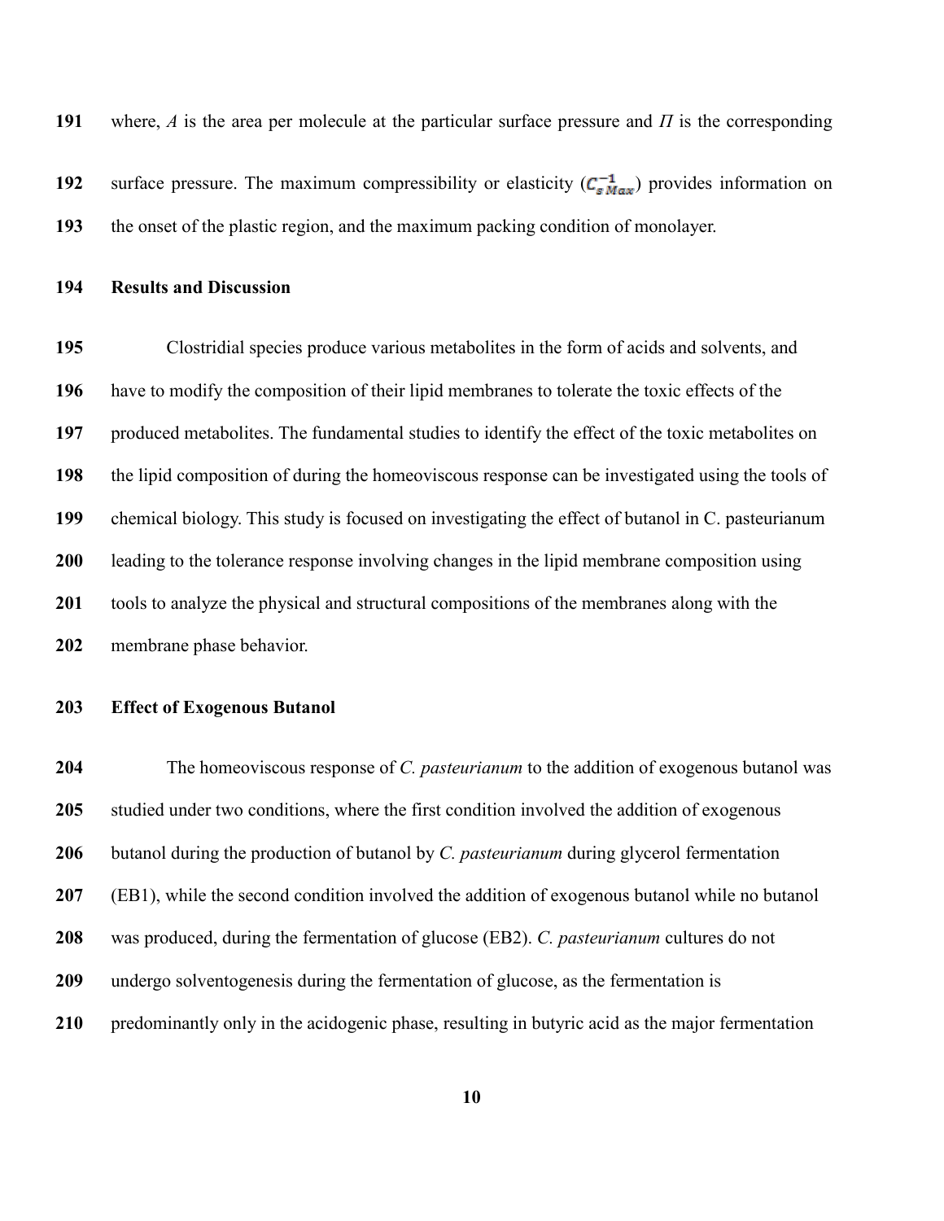where, $A$ is the area per molecule at the particular surface pressure and $\Pi$ is the corresponding surface pressure. The maximum compressibility or elasticity ($C_{s\,Max}^{-1}$) provides information on the onset of the plastic region, and the maximum packing condition of monolayer.

## Results and Discussion

Clostridial species produce various metabolites in the form of acids and solvents, and have to modify the composition of their lipid membranes to tolerate the toxic effects of the produced metabolites. The fundamental studies to identify the effect of the toxic metabolites on the lipid composition of during the homeoviscous response can be investigated using the tools of chemical biology. This study is focused on investigating the effect of butanol in C. pasteurianum leading to the tolerance response involving changes in the lipid membrane composition using tools to analyze the physical and structural compositions of the membranes along with the membrane phase behavior.

### Effect of Exogenous Butanol

The homeoviscous response of *C. pasteurianum* to the addition of exogenous butanol was studied under two conditions, where the first condition involved the addition of exogenous butanol during the production of butanol by *C. pasteurianum* during glycerol fermentation (EB1), while the second condition involved the addition of exogenous butanol while no butanol was produced, during the fermentation of glucose (EB2). *C. pasteurianum* cultures do not undergo solventogenesis during the fermentation of glucose, as the fermentation is predominantly only in the acidogenic phase, resulting in butyric acid as the major fermentation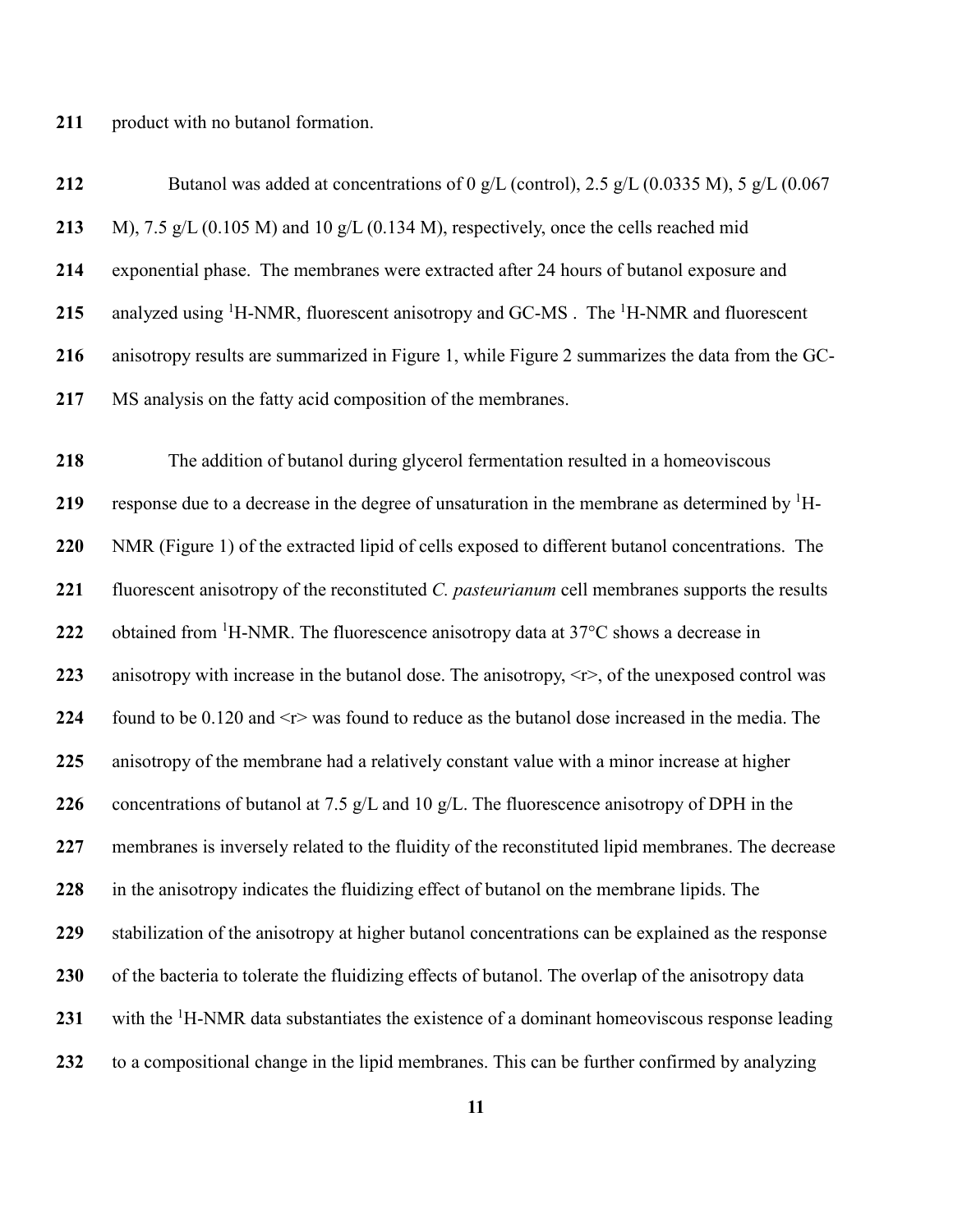product with no butanol formation.

Butanol was added at concentrations of 0 g/L (control), 2.5 g/L (0.0335 M), 5 g/L (0.067 M), 7.5 g/L (0.105 M) and 10 g/L (0.134 M), respectively, once the cells reached mid exponential phase. The membranes were extracted after 24 hours of butanol exposure and analyzed using $^1$H-NMR, fluorescent anisotropy and GC-MS . The $^1$H-NMR and fluorescent anisotropy results are summarized in Figure 1, while Figure 2 summarizes the data from the GC-MS analysis on the fatty acid composition of the membranes.

The addition of butanol during glycerol fermentation resulted in a homeoviscous response due to a decrease in the degree of unsaturation in the membrane as determined by $^1$H-NMR (Figure 1) of the extracted lipid of cells exposed to different butanol concentrations. The fluorescent anisotropy of the reconstituted *C. pasteurianum* cell membranes supports the results obtained from $^1$H-NMR. The fluorescence anisotropy data at 37°C shows a decrease in anisotropy with increase in the butanol dose. The anisotropy, $\langle r \rangle$, of the unexposed control was found to be 0.120 and $\langle r \rangle$ was found to reduce as the butanol dose increased in the media. The anisotropy of the membrane had a relatively constant value with a minor increase at higher concentrations of butanol at 7.5 g/L and 10 g/L. The fluorescence anisotropy of DPH in the membranes is inversely related to the fluidity of the reconstituted lipid membranes. The decrease in the anisotropy indicates the fluidizing effect of butanol on the membrane lipids. The stabilization of the anisotropy at higher butanol concentrations can be explained as the response of the bacteria to tolerate the fluidizing effects of butanol. The overlap of the anisotropy data with the $^1$H-NMR data substantiates the existence of a dominant homeoviscous response leading to a compositional change in the lipid membranes. This can be further confirmed by analyzing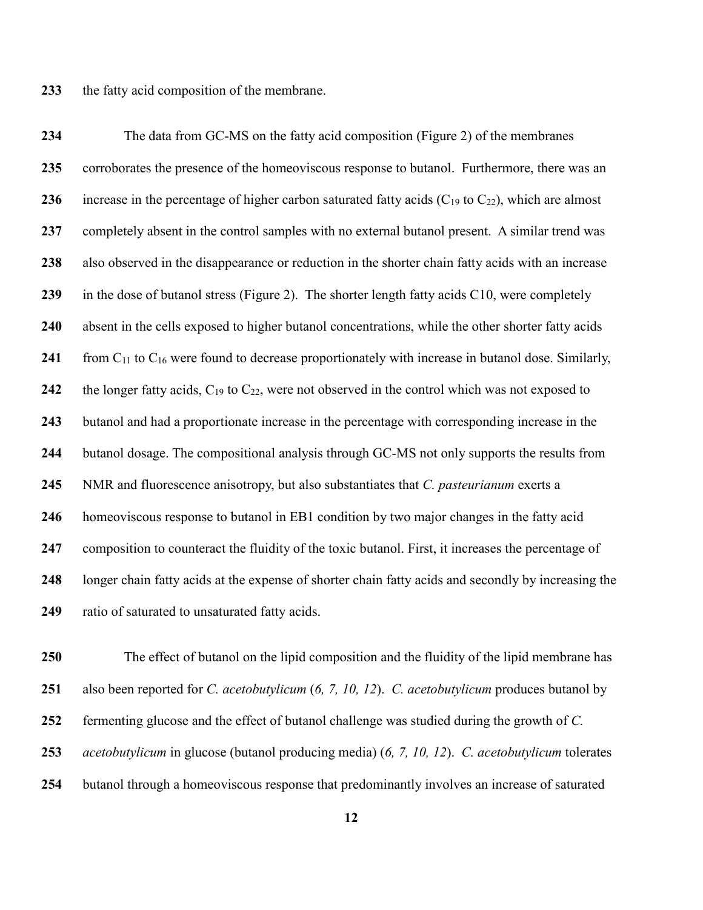the fatty acid composition of the membrane.

The data from GC-MS on the fatty acid composition (Figure 2) of the membranes corroborates the presence of the homeoviscous response to butanol. Furthermore, there was an increase in the percentage of higher carbon saturated fatty acids ($C_{19}$ to $C_{22}$), which are almost completely absent in the control samples with no external butanol present. A similar trend was also observed in the disappearance or reduction in the shorter chain fatty acids with an increase in the dose of butanol stress (Figure 2). The shorter length fatty acids C10, were completely absent in the cells exposed to higher butanol concentrations, while the other shorter fatty acids from $C_{11}$ to $C_{16}$ were found to decrease proportionately with increase in butanol dose. Similarly, the longer fatty acids, $C_{19}$ to $C_{22}$, were not observed in the control which was not exposed to butanol and had a proportionate increase in the percentage with corresponding increase in the butanol dosage. The compositional analysis through GC-MS not only supports the results from NMR and fluorescence anisotropy, but also substantiates that *C. pasteurianum* exerts a homeoviscous response to butanol in EB1 condition by two major changes in the fatty acid composition to counteract the fluidity of the toxic butanol. First, it increases the percentage of longer chain fatty acids at the expense of shorter chain fatty acids and secondly by increasing the ratio of saturated to unsaturated fatty acids.

The effect of butanol on the lipid composition and the fluidity of the lipid membrane has also been reported for *C. acetobutylicum* (*6, 7, 10, 12*). *C. acetobutylicum* produces butanol by fermenting glucose and the effect of butanol challenge was studied during the growth of *C. acetobutylicum* in glucose (butanol producing media) (*6, 7, 10, 12*). *C. acetobutylicum* tolerates butanol through a homeoviscous response that predominantly involves an increase of saturated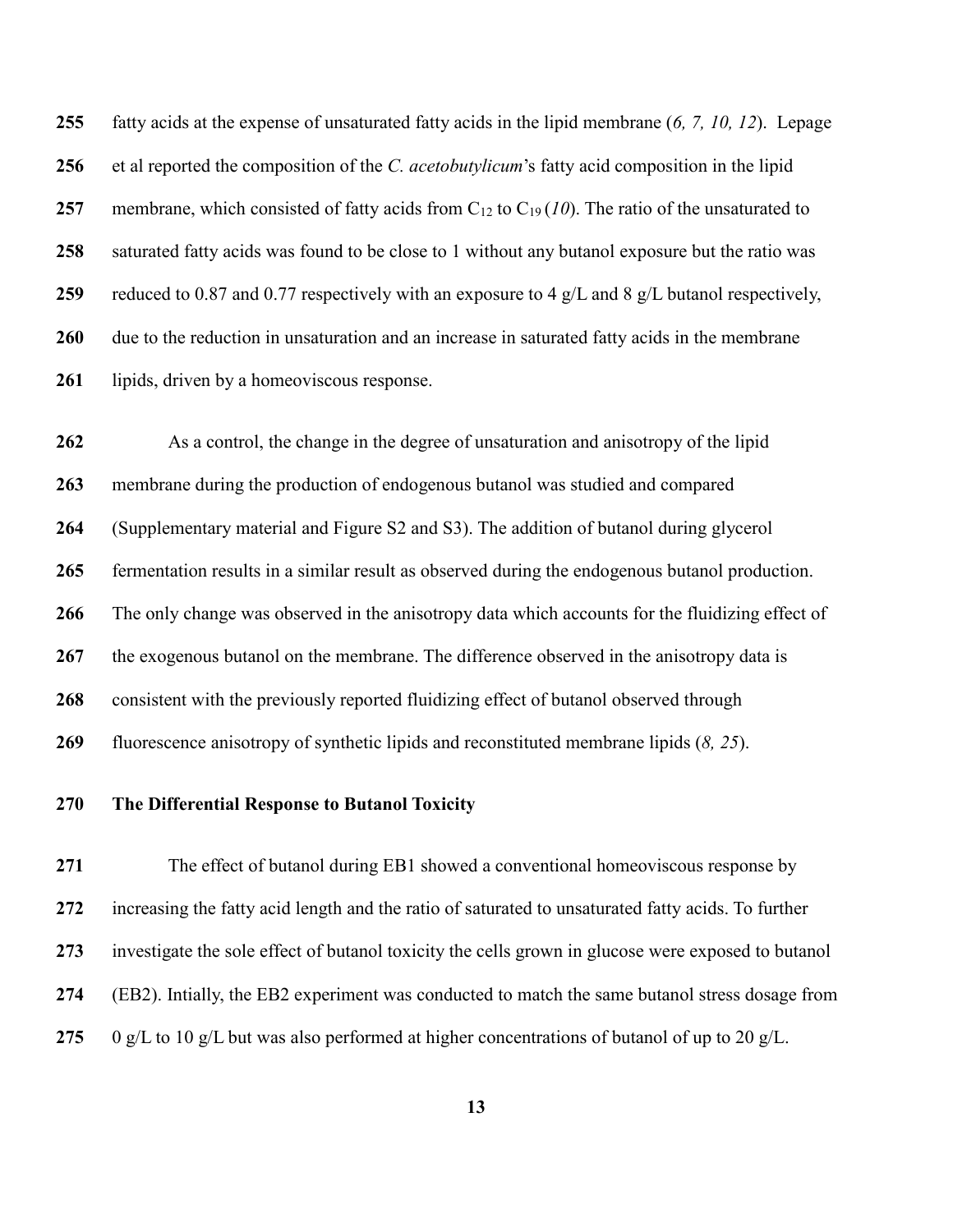fatty acids at the expense of unsaturated fatty acids in the lipid membrane (*6, 7, 10, 12*). Lepage et al reported the composition of the *C. acetobutylicum*'s fatty acid composition in the lipid membrane, which consisted of fatty acids from $C_{12}$ to $C_{19}$ (*10*). The ratio of the unsaturated to saturated fatty acids was found to be close to 1 without any butanol exposure but the ratio was reduced to 0.87 and 0.77 respectively with an exposure to 4 g/L and 8 g/L butanol respectively, due to the reduction in unsaturation and an increase in saturated fatty acids in the membrane lipids, driven by a homeoviscous response.

As a control, the change in the degree of unsaturation and anisotropy of the lipid membrane during the production of endogenous butanol was studied and compared (Supplementary material and Figure S2 and S3). The addition of butanol during glycerol fermentation results in a similar result as observed during the endogenous butanol production. The only change was observed in the anisotropy data which accounts for the fluidizing effect of the exogenous butanol on the membrane. The difference observed in the anisotropy data is consistent with the previously reported fluidizing effect of butanol observed through fluorescence anisotropy of synthetic lipids and reconstituted membrane lipids (*8, 25*).

**The Differential Response to Butanol Toxicity**

The effect of butanol during EB1 showed a conventional homeoviscous response by increasing the fatty acid length and the ratio of saturated to unsaturated fatty acids. To further investigate the sole effect of butanol toxicity the cells grown in glucose were exposed to butanol (EB2). Intially, the EB2 experiment was conducted to match the same butanol stress dosage from 0 g/L to 10 g/L but was also performed at higher concentrations of butanol of up to 20 g/L.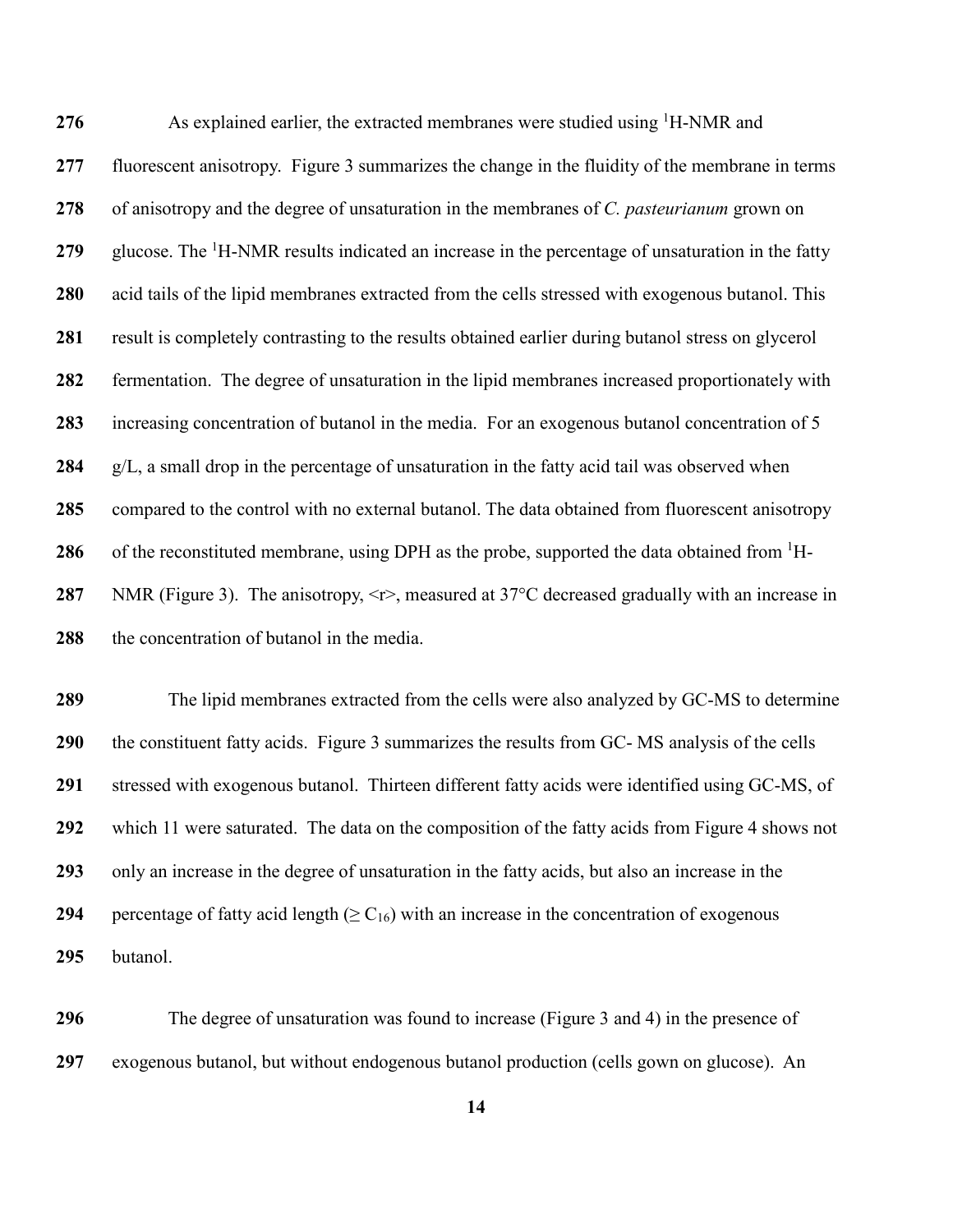As explained earlier, the extracted membranes were studied using $^{1}$H-NMR and fluorescent anisotropy. Figure 3 summarizes the change in the fluidity of the membrane in terms of anisotropy and the degree of unsaturation in the membranes of *C. pasteurianum* grown on glucose. The $^{1}$H-NMR results indicated an increase in the percentage of unsaturation in the fatty acid tails of the lipid membranes extracted from the cells stressed with exogenous butanol. This result is completely contrasting to the results obtained earlier during butanol stress on glycerol fermentation. The degree of unsaturation in the lipid membranes increased proportionately with increasing concentration of butanol in the media. For an exogenous butanol concentration of 5 g/L, a small drop in the percentage of unsaturation in the fatty acid tail was observed when compared to the control with no external butanol. The data obtained from fluorescent anisotropy of the reconstituted membrane, using DPH as the probe, supported the data obtained from $^{1}$H-NMR (Figure 3). The anisotropy, <r>, measured at 37°C decreased gradually with an increase in the concentration of butanol in the media.

The lipid membranes extracted from the cells were also analyzed by GC-MS to determine the constituent fatty acids. Figure 3 summarizes the results from GC- MS analysis of the cells stressed with exogenous butanol. Thirteen different fatty acids were identified using GC-MS, of which 11 were saturated. The data on the composition of the fatty acids from Figure 4 shows not only an increase in the degree of unsaturation in the fatty acids, but also an increase in the percentage of fatty acid length ($\geq C_{16}$) with an increase in the concentration of exogenous butanol.

The degree of unsaturation was found to increase (Figure 3 and 4) in the presence of exogenous butanol, but without endogenous butanol production (cells gown on glucose). An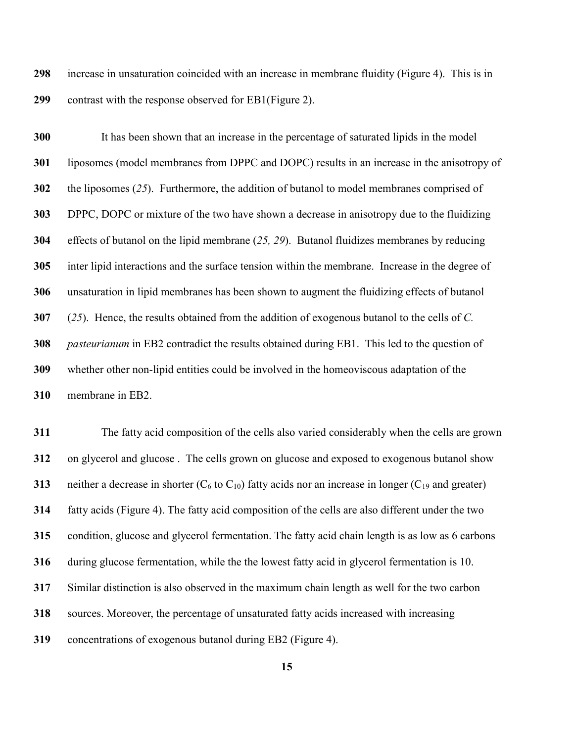increase in unsaturation coincided with an increase in membrane fluidity (Figure 4). This is in contrast with the response observed for EB1(Figure 2).

It has been shown that an increase in the percentage of saturated lipids in the model liposomes (model membranes from DPPC and DOPC) results in an increase in the anisotropy of the liposomes (*25*). Furthermore, the addition of butanol to model membranes comprised of DPPC, DOPC or mixture of the two have shown a decrease in anisotropy due to the fluidizing effects of butanol on the lipid membrane (*25, 29*). Butanol fluidizes membranes by reducing inter lipid interactions and the surface tension within the membrane. Increase in the degree of unsaturation in lipid membranes has been shown to augment the fluidizing effects of butanol (*25*). Hence, the results obtained from the addition of exogenous butanol to the cells of *C. pasteurianum* in EB2 contradict the results obtained during EB1. This led to the question of whether other non-lipid entities could be involved in the homeoviscous adaptation of the membrane in EB2.

The fatty acid composition of the cells also varied considerably when the cells are grown on glycerol and glucose . The cells grown on glucose and exposed to exogenous butanol show neither a decrease in shorter ($C_6$ to $C_{10}$) fatty acids nor an increase in longer ($C_{19}$ and greater) fatty acids (Figure 4). The fatty acid composition of the cells are also different under the two condition, glucose and glycerol fermentation. The fatty acid chain length is as low as 6 carbons during glucose fermentation, while the the lowest fatty acid in glycerol fermentation is 10. Similar distinction is also observed in the maximum chain length as well for the two carbon sources. Moreover, the percentage of unsaturated fatty acids increased with increasing concentrations of exogenous butanol during EB2 (Figure 4).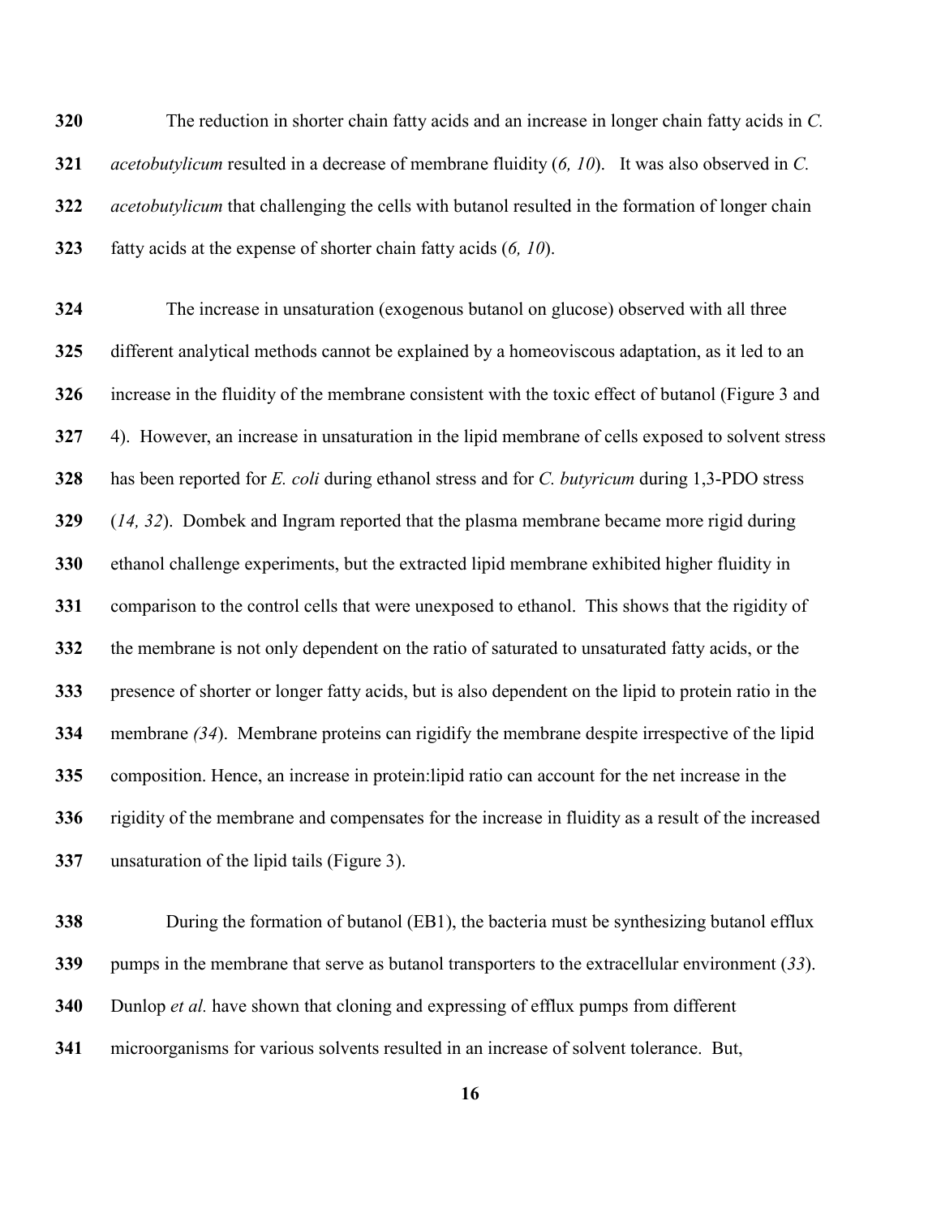The reduction in shorter chain fatty acids and an increase in longer chain fatty acids in *C. acetobutylicum* resulted in a decrease of membrane fluidity (*6, 10*). It was also observed in *C. acetobutylicum* that challenging the cells with butanol resulted in the formation of longer chain fatty acids at the expense of shorter chain fatty acids (*6, 10*).

The increase in unsaturation (exogenous butanol on glucose) observed with all three different analytical methods cannot be explained by a homeoviscous adaptation, as it led to an increase in the fluidity of the membrane consistent with the toxic effect of butanol (Figure 3 and 4). However, an increase in unsaturation in the lipid membrane of cells exposed to solvent stress has been reported for *E. coli* during ethanol stress and for *C. butyricum* during 1,3-PDO stress (*14, 32*). Dombek and Ingram reported that the plasma membrane became more rigid during ethanol challenge experiments, but the extracted lipid membrane exhibited higher fluidity in comparison to the control cells that were unexposed to ethanol. This shows that the rigidity of the membrane is not only dependent on the ratio of saturated to unsaturated fatty acids, or the presence of shorter or longer fatty acids, but is also dependent on the lipid to protein ratio in the membrane *(34*). Membrane proteins can rigidify the membrane despite irrespective of the lipid composition. Hence, an increase in protein:lipid ratio can account for the net increase in the rigidity of the membrane and compensates for the increase in fluidity as a result of the increased unsaturation of the lipid tails (Figure 3).

During the formation of butanol (EB1), the bacteria must be synthesizing butanol efflux pumps in the membrane that serve as butanol transporters to the extracellular environment (*33*). Dunlop *et al.* have shown that cloning and expressing of efflux pumps from different microorganisms for various solvents resulted in an increase of solvent tolerance. But,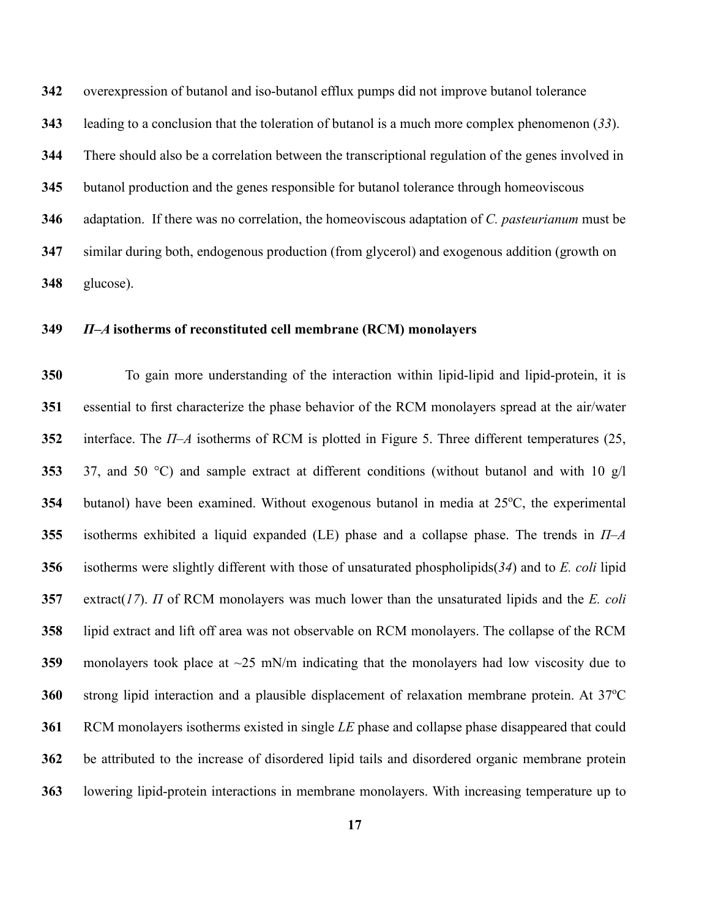overexpression of butanol and iso-butanol efflux pumps did not improve butanol tolerance leading to a conclusion that the toleration of butanol is a much more complex phenomenon (*33*). There should also be a correlation between the transcriptional regulation of the genes involved in butanol production and the genes responsible for butanol tolerance through homeoviscous adaptation. If there was no correlation, the homeoviscous adaptation of *C. pasteurianum* must be similar during both, endogenous production (from glycerol) and exogenous addition (growth on glucose).

### *Π–A* isotherms of reconstituted cell membrane (RCM) monolayers

To gain more understanding of the interaction within lipid-lipid and lipid-protein, it is essential to first characterize the phase behavior of the RCM monolayers spread at the air/water interface. The *Π–A* isotherms of RCM is plotted in Figure 5. Three different temperatures (25, 37, and 50 °C) and sample extract at different conditions (without butanol and with 10 g/l butanol) have been examined. Without exogenous butanol in media at 25°C, the experimental isotherms exhibited a liquid expanded (LE) phase and a collapse phase. The trends in *Π–A* isotherms were slightly different with those of unsaturated phospholipids(*34*) and to *E. coli* lipid extract(*17*). *Π* of RCM monolayers was much lower than the unsaturated lipids and the *E. coli* lipid extract and lift off area was not observable on RCM monolayers. The collapse of the RCM monolayers took place at ~25 mN/m indicating that the monolayers had low viscosity due to strong lipid interaction and a plausible displacement of relaxation membrane protein. At 37°C RCM monolayers isotherms existed in single *LE* phase and collapse phase disappeared that could be attributed to the increase of disordered lipid tails and disordered organic membrane protein lowering lipid-protein interactions in membrane monolayers. With increasing temperature up to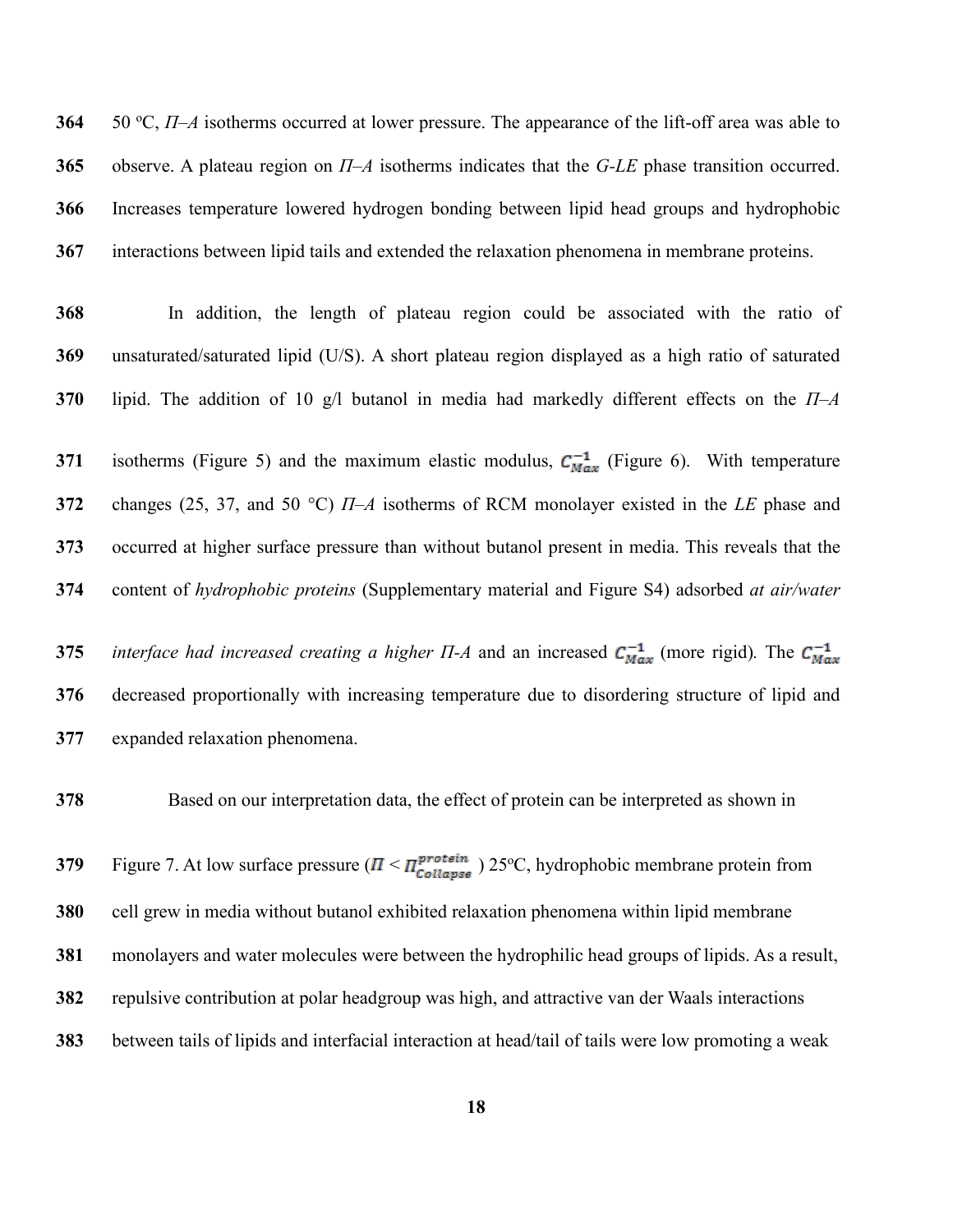50 °C, *Π–A* isotherms occurred at lower pressure. The appearance of the lift-off area was able to observe. A plateau region on *Π–A* isotherms indicates that the *G-LE* phase transition occurred. Increases temperature lowered hydrogen bonding between lipid head groups and hydrophobic interactions between lipid tails and extended the relaxation phenomena in membrane proteins.

In addition, the length of plateau region could be associated with the ratio of unsaturated/saturated lipid (U/S). A short plateau region displayed as a high ratio of saturated lipid. The addition of 10 g/l butanol in media had markedly different effects on the *Π–A* isotherms (Figure 5) and the maximum elastic modulus, $C_{Max}^{-1}$ (Figure 6). With temperature changes (25, 37, and 50 °C) *Π–A* isotherms of RCM monolayer existed in the *LE* phase and occurred at higher surface pressure than without butanol present in media. This reveals that the content of *hydrophobic proteins* (Supplementary material and Figure S4) adsorbed *at air/water interface had increased creating a higher Π-A* and an increased $C_{Max}^{-1}$ (more rigid). The $C_{Max}^{-1}$ decreased proportionally with increasing temperature due to disordering structure of lipid and expanded relaxation phenomena.

Based on our interpretation data, the effect of protein can be interpreted as shown in Figure 7. At low surface pressure ($\Pi < \Pi_{Collapse}^{protein}$) 25°C, hydrophobic membrane protein from cell grew in media without butanol exhibited relaxation phenomena within lipid membrane monolayers and water molecules were between the hydrophilic head groups of lipids. As a result, repulsive contribution at polar headgroup was high, and attractive van der Waals interactions between tails of lipids and interfacial interaction at head/tail of tails were low promoting a weak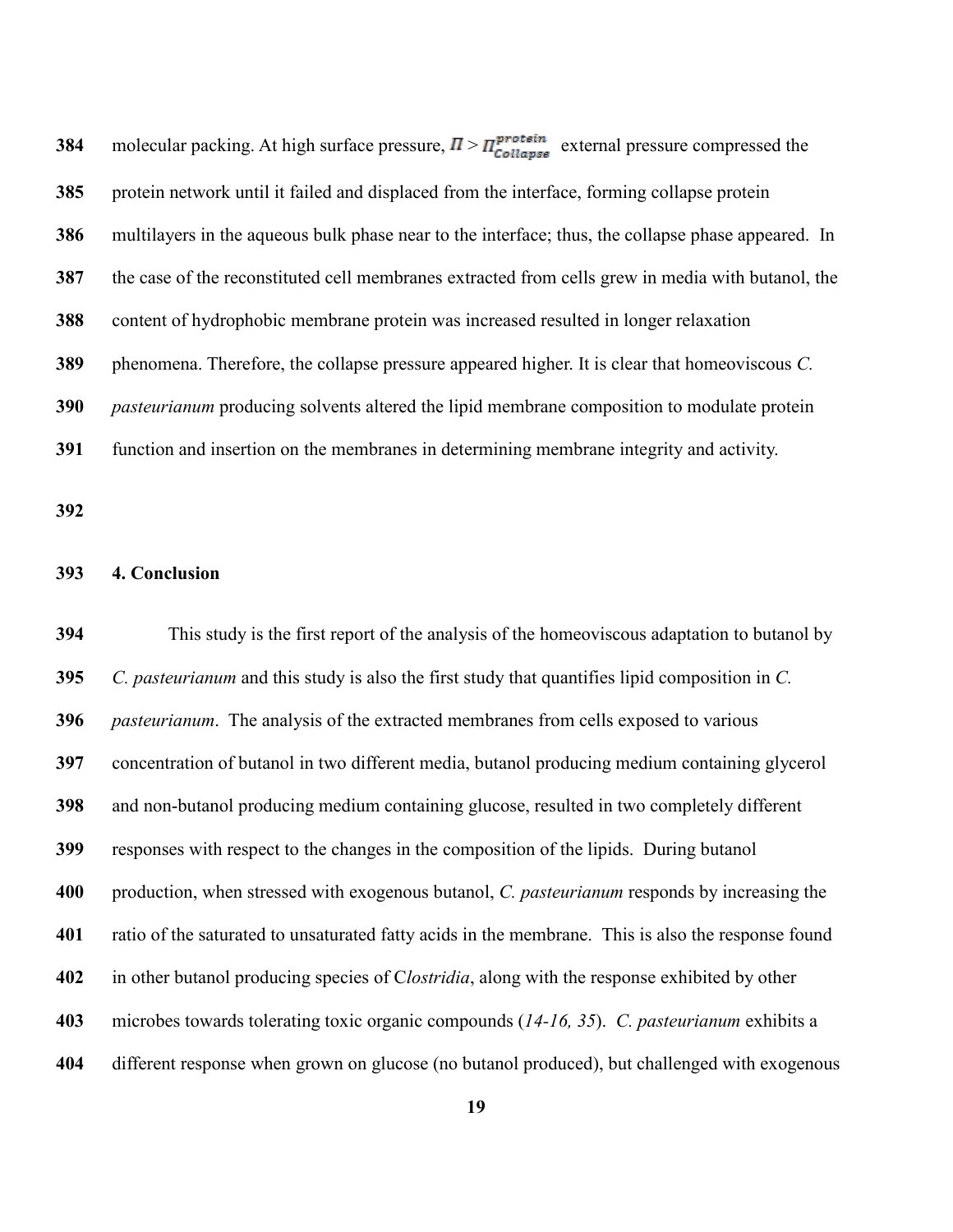molecular packing. At high surface pressure, $\Pi > \Pi_{Collapse}^{protein}$ external pressure compressed the protein network until it failed and displaced from the interface, forming collapse protein multilayers in the aqueous bulk phase near to the interface; thus, the collapse phase appeared. In the case of the reconstituted cell membranes extracted from cells grew in media with butanol, the content of hydrophobic membrane protein was increased resulted in longer relaxation phenomena. Therefore, the collapse pressure appeared higher. It is clear that homeoviscous *C. pasteurianum* producing solvents altered the lipid membrane composition to modulate protein function and insertion on the membranes in determining membrane integrity and activity.

## 4. Conclusion

This study is the first report of the analysis of the homeoviscous adaptation to butanol by *C. pasteurianum* and this study is also the first study that quantifies lipid composition in *C. pasteurianum*. The analysis of the extracted membranes from cells exposed to various concentration of butanol in two different media, butanol producing medium containing glycerol and non-butanol producing medium containing glucose, resulted in two completely different responses with respect to the changes in the composition of the lipids. During butanol production, when stressed with exogenous butanol, *C. pasteurianum* responds by increasing the ratio of the saturated to unsaturated fatty acids in the membrane. This is also the response found in other butanol producing species of C*lostridia*, along with the response exhibited by other microbes towards tolerating toxic organic compounds (*14-16, 35*). *C. pasteurianum* exhibits a different response when grown on glucose (no butanol produced), but challenged with exogenous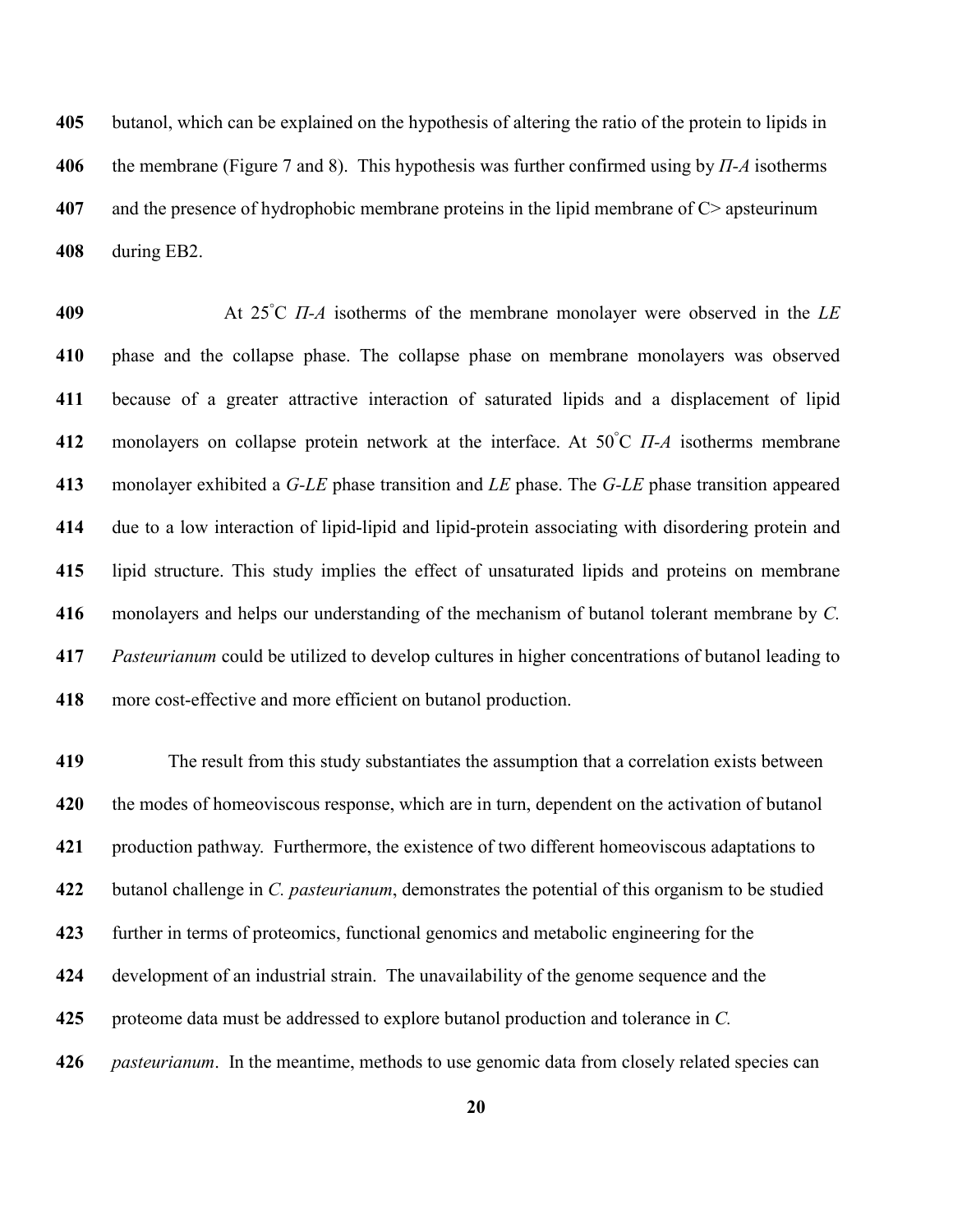butanol, which can be explained on the hypothesis of altering the ratio of the protein to lipids in the membrane (Figure 7 and 8). This hypothesis was further confirmed using by *Π-A* isotherms and the presence of hydrophobic membrane proteins in the lipid membrane of C> apsteurinum during EB2.

At 25°C *Π-A* isotherms of the membrane monolayer were observed in the *LE* phase and the collapse phase. The collapse phase on membrane monolayers was observed because of a greater attractive interaction of saturated lipids and a displacement of lipid monolayers on collapse protein network at the interface. At 50°C *Π-A* isotherms membrane monolayer exhibited a *G-LE* phase transition and *LE* phase. The *G-LE* phase transition appeared due to a low interaction of lipid-lipid and lipid-protein associating with disordering protein and lipid structure. This study implies the effect of unsaturated lipids and proteins on membrane monolayers and helps our understanding of the mechanism of butanol tolerant membrane by *C. Pasteurianum* could be utilized to develop cultures in higher concentrations of butanol leading to more cost-effective and more efficient on butanol production.

The result from this study substantiates the assumption that a correlation exists between the modes of homeoviscous response, which are in turn, dependent on the activation of butanol production pathway. Furthermore, the existence of two different homeoviscous adaptations to butanol challenge in *C. pasteurianum*, demonstrates the potential of this organism to be studied further in terms of proteomics, functional genomics and metabolic engineering for the development of an industrial strain. The unavailability of the genome sequence and the proteome data must be addressed to explore butanol production and tolerance in *C. pasteurianum*. In the meantime, methods to use genomic data from closely related species can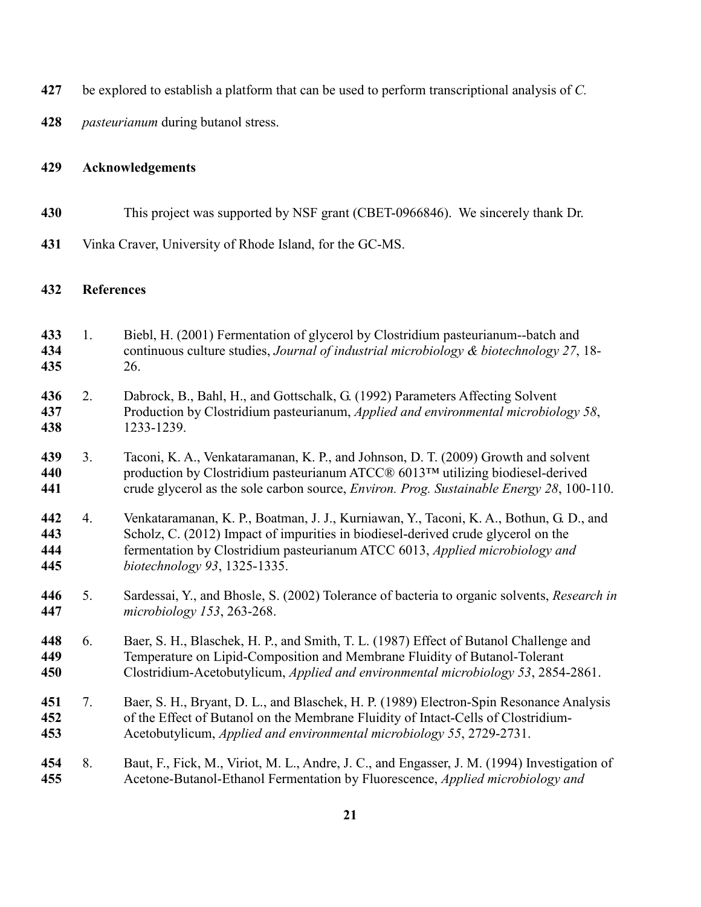be explored to establish a platform that can be used to perform transcriptional analysis of *C. pasteurianum* during butanol stress.

## Acknowledgements

This project was supported by NSF grant (CBET-0966846). We sincerely thank Dr. Vinka Craver, University of Rhode Island, for the GC-MS.

## References

1. Biebl, H. (2001) Fermentation of glycerol by Clostridium pasteurianum--batch and continuous culture studies, *Journal of industrial microbiology & biotechnology 27*, 18-26.
2. Dabrock, B., Bahl, H., and Gottschalk, G. (1992) Parameters Affecting Solvent Production by Clostridium pasteurianum, *Applied and environmental microbiology 58*, 1233-1239.
3. Taconi, K. A., Venkataramanan, K. P., and Johnson, D. T. (2009) Growth and solvent production by Clostridium pasteurianum ATCC® 6013™ utilizing biodiesel-derived crude glycerol as the sole carbon source, *Environ. Prog. Sustainable Energy 28*, 100-110.
4. Venkataramanan, K. P., Boatman, J. J., Kurniawan, Y., Taconi, K. A., Bothun, G. D., and Scholz, C. (2012) Impact of impurities in biodiesel-derived crude glycerol on the fermentation by Clostridium pasteurianum ATCC 6013, *Applied microbiology and biotechnology 93*, 1325-1335.
5. Sardessai, Y., and Bhosle, S. (2002) Tolerance of bacteria to organic solvents, *Research in microbiology 153*, 263-268.
6. Baer, S. H., Blaschek, H. P., and Smith, T. L. (1987) Effect of Butanol Challenge and Temperature on Lipid-Composition and Membrane Fluidity of Butanol-Tolerant Clostridium-Acetobutylicum, *Applied and environmental microbiology 53*, 2854-2861.
7. Baer, S. H., Bryant, D. L., and Blaschek, H. P. (1989) Electron-Spin Resonance Analysis of the Effect of Butanol on the Membrane Fluidity of Intact-Cells of Clostridium-Acetobutylicum, *Applied and environmental microbiology 55*, 2729-2731.
8. Baut, F., Fick, M., Viriot, M. L., Andre, J. C., and Engasser, J. M. (1994) Investigation of Acetone-Butanol-Ethanol Fermentation by Fluorescence, *Applied microbiology and*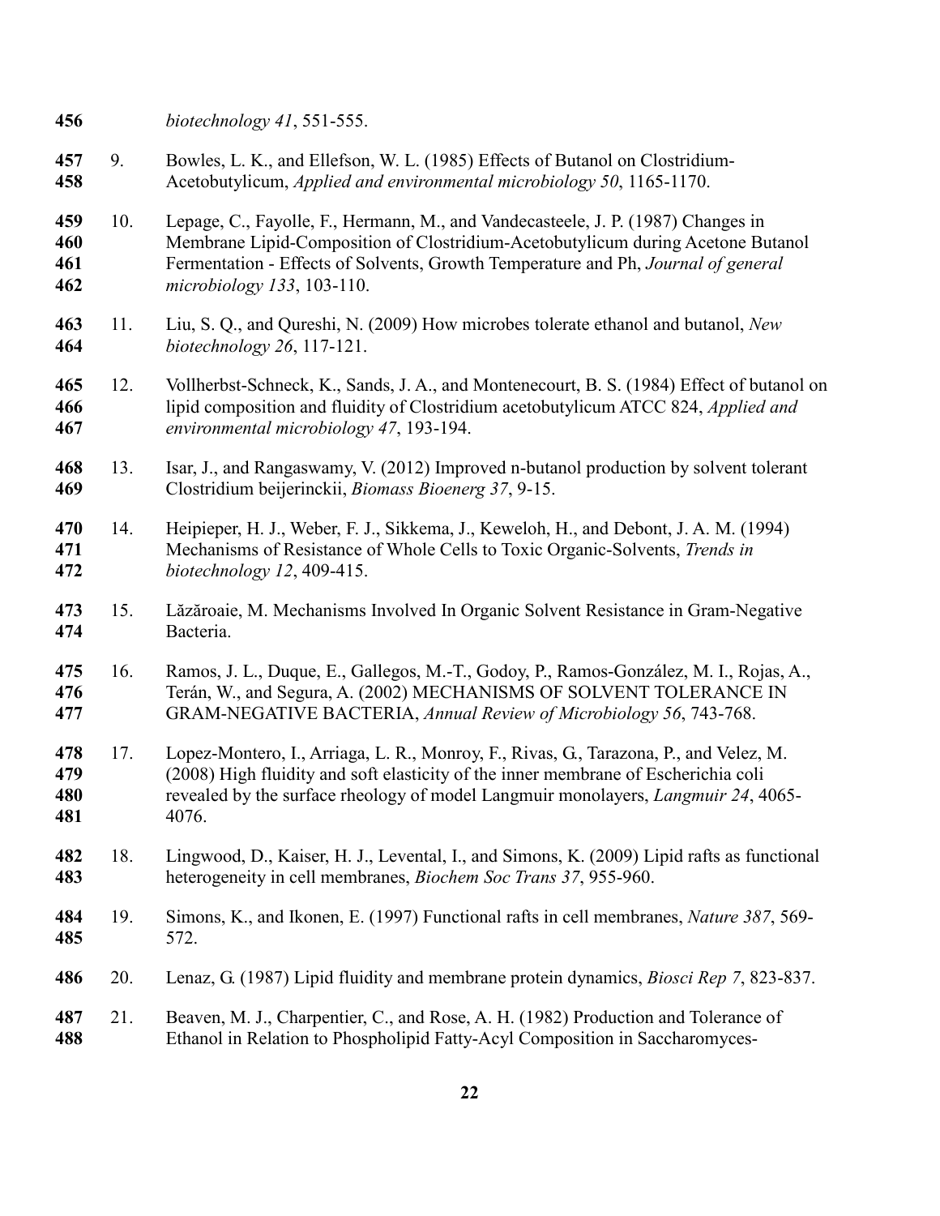*biotechnology 41*, 551-555.

9. Bowles, L. K., and Ellefson, W. L. (1985) Effects of Butanol on Clostridium-Acetobutylicum, *Applied and environmental microbiology 50*, 1165-1170.

10. Lepage, C., Fayolle, F., Hermann, M., and Vandecasteele, J. P. (1987) Changes in Membrane Lipid-Composition of Clostridium-Acetobutylicum during Acetone Butanol Fermentation - Effects of Solvents, Growth Temperature and Ph, *Journal of general microbiology 133*, 103-110.

11. Liu, S. Q., and Qureshi, N. (2009) How microbes tolerate ethanol and butanol, *New biotechnology 26*, 117-121.

12. Vollherbst-Schneck, K., Sands, J. A., and Montenecourt, B. S. (1984) Effect of butanol on lipid composition and fluidity of Clostridium acetobutylicum ATCC 824, *Applied and environmental microbiology 47*, 193-194.

13. Isar, J., and Rangaswamy, V. (2012) Improved n-butanol production by solvent tolerant Clostridium beijerinckii, *Biomass Bioenerg 37*, 9-15.

14. Heipieper, H. J., Weber, F. J., Sikkema, J., Keweloh, H., and Debont, J. A. M. (1994) Mechanisms of Resistance of Whole Cells to Toxic Organic-Solvents, *Trends in biotechnology 12*, 409-415.

15. Lăzăroaie, M. Mechanisms Involved In Organic Solvent Resistance in Gram-Negative Bacteria.

16. Ramos, J. L., Duque, E., Gallegos, M.-T., Godoy, P., Ramos-González, M. I., Rojas, A., Terán, W., and Segura, A. (2002) MECHANISMS OF SOLVENT TOLERANCE IN GRAM-NEGATIVE BACTERIA, *Annual Review of Microbiology 56*, 743-768.

17. Lopez-Montero, I., Arriaga, L. R., Monroy, F., Rivas, G., Tarazona, P., and Velez, M. (2008) High fluidity and soft elasticity of the inner membrane of Escherichia coli revealed by the surface rheology of model Langmuir monolayers, *Langmuir 24*, 4065-4076.

18. Lingwood, D., Kaiser, H. J., Levental, I., and Simons, K. (2009) Lipid rafts as functional heterogeneity in cell membranes, *Biochem Soc Trans 37*, 955-960.

19. Simons, K., and Ikonen, E. (1997) Functional rafts in cell membranes, *Nature 387*, 569-572.

20. Lenaz, G. (1987) Lipid fluidity and membrane protein dynamics, *Biosci Rep 7*, 823-837.

21. Beaven, M. J., Charpentier, C., and Rose, A. H. (1982) Production and Tolerance of Ethanol in Relation to Phospholipid Fatty-Acyl Composition in Saccharomyces-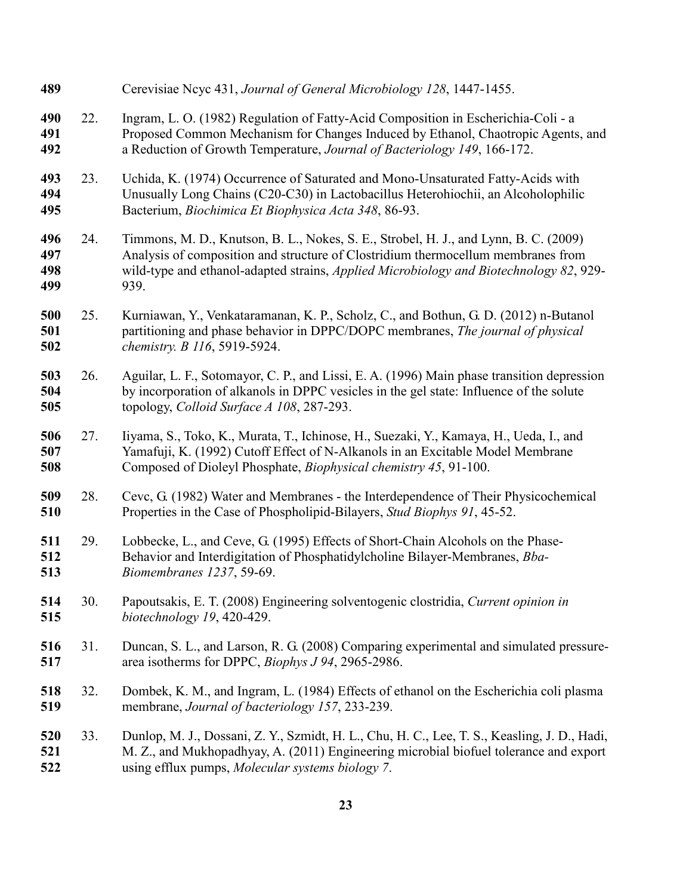Cerevisiae Ncyc 431, *Journal of General Microbiology 128*, 1447-1455.

22. Ingram, L. O. (1982) Regulation of Fatty-Acid Composition in Escherichia-Coli - a Proposed Common Mechanism for Changes Induced by Ethanol, Chaotropic Agents, and a Reduction of Growth Temperature, *Journal of Bacteriology 149*, 166-172.

23. Uchida, K. (1974) Occurrence of Saturated and Mono-Unsaturated Fatty-Acids with Unusually Long Chains (C20-C30) in Lactobacillus Heterohiochii, an Alcoholophilic Bacterium, *Biochimica Et Biophysica Acta 348*, 86-93.

24. Timmons, M. D., Knutson, B. L., Nokes, S. E., Strobel, H. J., and Lynn, B. C. (2009) Analysis of composition and structure of Clostridium thermocellum membranes from wild-type and ethanol-adapted strains, *Applied Microbiology and Biotechnology 82*, 929-939.

25. Kurniawan, Y., Venkataramanan, K. P., Scholz, C., and Bothun, G. D. (2012) n-Butanol partitioning and phase behavior in DPPC/DOPC membranes, *The journal of physical chemistry. B 116*, 5919-5924.

26. Aguilar, L. F., Sotomayor, C. P., and Lissi, E. A. (1996) Main phase transition depression by incorporation of alkanols in DPPC vesicles in the gel state: Influence of the solute topology, *Colloid Surface A 108*, 287-293.

27. Iiyama, S., Toko, K., Murata, T., Ichinose, H., Suezaki, Y., Kamaya, H., Ueda, I., and Yamafuji, K. (1992) Cutoff Effect of N-Alkanols in an Excitable Model Membrane Composed of Dioleyl Phosphate, *Biophysical chemistry 45*, 91-100.

28. Cevc, G. (1982) Water and Membranes - the Interdependence of Their Physicochemical Properties in the Case of Phospholipid-Bilayers, *Stud Biophys 91*, 45-52.

29. Lobbecke, L., and Ceve, G. (1995) Effects of Short-Chain Alcohols on the Phase-Behavior and Interdigitation of Phosphatidylcholine Bilayer-Membranes, *Bba-Biomembranes 1237*, 59-69.

30. Papoutsakis, E. T. (2008) Engineering solventogenic clostridia, *Current opinion in biotechnology 19*, 420-429.

31. Duncan, S. L., and Larson, R. G. (2008) Comparing experimental and simulated pressure-area isotherms for DPPC, *Biophys J 94*, 2965-2986.

32. Dombek, K. M., and Ingram, L. (1984) Effects of ethanol on the Escherichia coli plasma membrane, *Journal of bacteriology 157*, 233-239.

33. Dunlop, M. J., Dossani, Z. Y., Szmidt, H. L., Chu, H. C., Lee, T. S., Keasling, J. D., Hadi, M. Z., and Mukhopadhyay, A. (2011) Engineering microbial biofuel tolerance and export using efflux pumps, *Molecular systems biology 7*.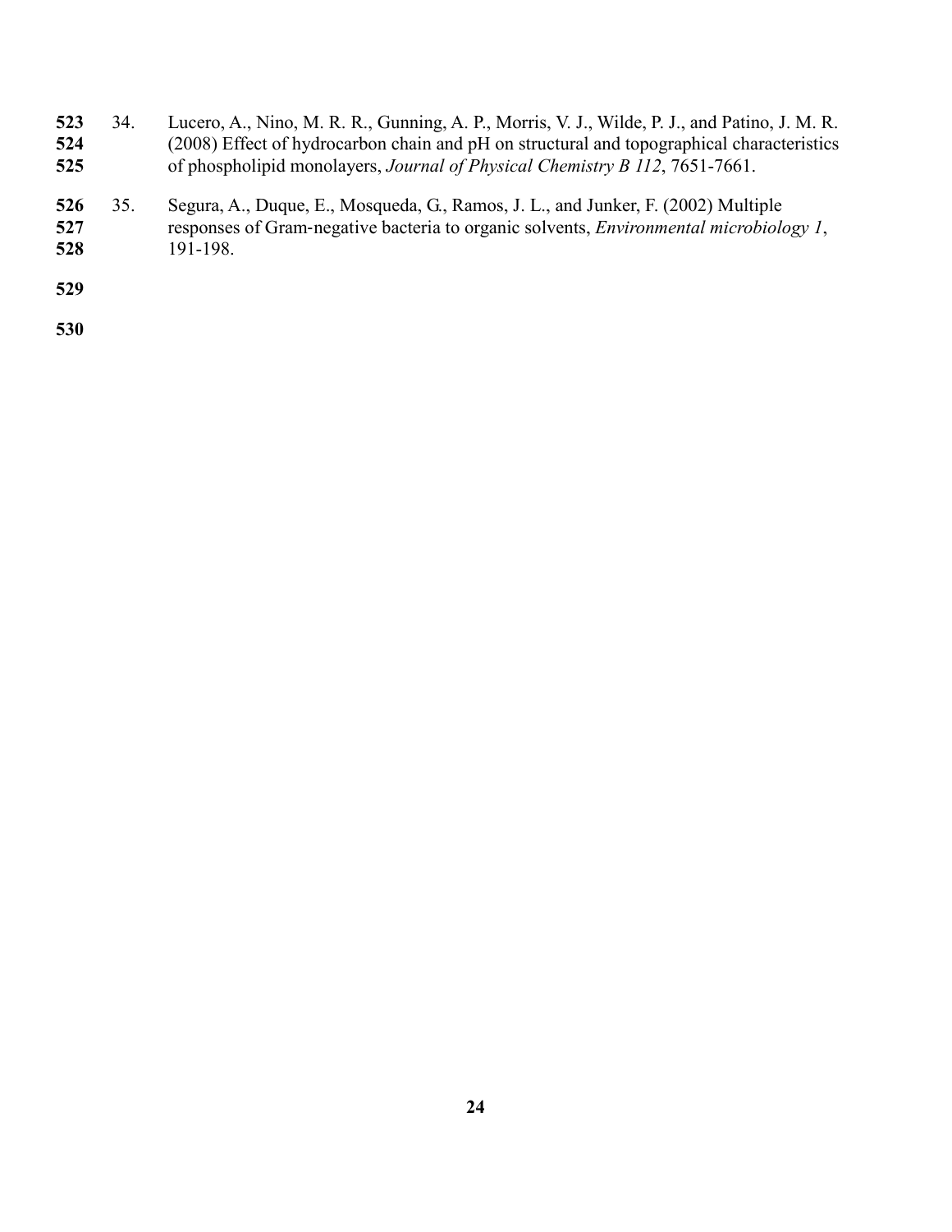34. Lucero, A., Nino, M. R. R., Gunning, A. P., Morris, V. J., Wilde, P. J., and Patino, J. M. R. (2008) Effect of hydrocarbon chain and pH on structural and topographical characteristics of phospholipid monolayers, *Journal of Physical Chemistry B 112*, 7651-7661.

35. Segura, A., Duque, E., Mosqueda, G., Ramos, J. L., and Junker, F. (2002) Multiple responses of Gram-negative bacteria to organic solvents, *Environmental microbiology 1*, 191-198.